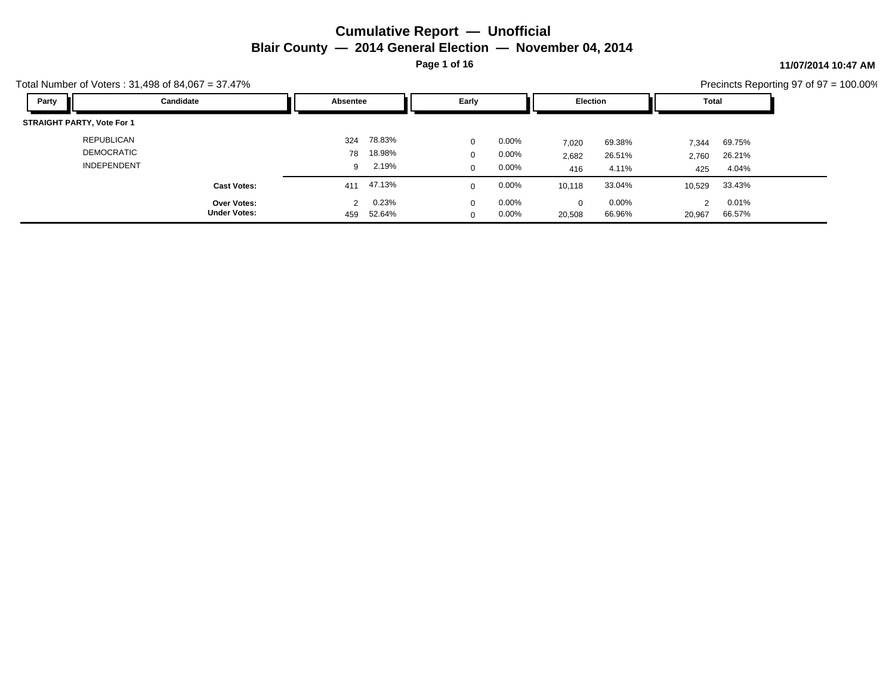# Cumulative Report — Unofficial

## Blair County — 2014 General Election — November 04, 2014

11/07/2014 10:47 AM

Total Number of Voters : 31,498 of 84,067 = 37.47%

Precincts Reporting 97 of 97 = 100.00%

| Party | Candidate | Absentee | | Early | | Election | | Total | |
|---|---|---|---|---|---|---|---|---|---|
| **STRAIGHT PARTY, Vote For 1** | | | | | | | | | |
| | REPUBLICAN | 324 | 78.83% | 0 | 0.00% | 7,020 | 69.38% | 7,344 | 69.75% |
| | DEMOCRATIC | 78 | 18.98% | 0 | 0.00% | 2,682 | 26.51% | 2,760 | 26.21% |
| | INDEPENDENT | 9 | 2.19% | 0 | 0.00% | 416 | 4.11% | 425 | 4.04% |
| | **Cast Votes:** | 411 | 47.13% | 0 | 0.00% | 10,118 | 33.04% | 10,529 | 33.43% |
| | **Over Votes:** | 2 | 0.23% | 0 | 0.00% | 0 | 0.00% | 2 | 0.01% |
| | **Under Votes:** | 459 | 52.64% | 0 | 0.00% | 20,508 | 66.96% | 20,967 | 66.57% |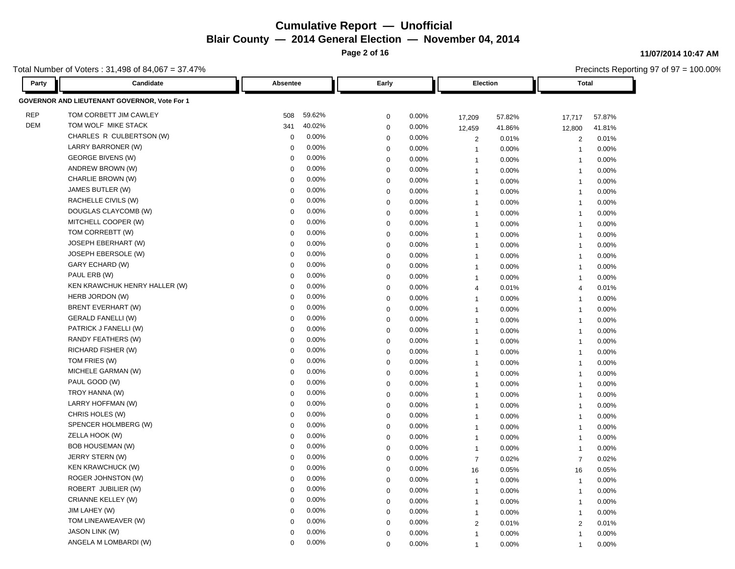# Cumulative Report — Unofficial

**Blair County — 2014 General Election — November 04, 2014**

**11/07/2014 10:47 AM**

Total Number of Voters : 31,498 of 84,067 = 37.47%

Precincts Reporting 97 of 97 = 100.00%

| Party | Candidate | Absentee | | Early | | Election | | Total | |
|---|---|---|---|---|---|---|---|---|---|
| **GOVERNOR AND LIEUTENANT GOVERNOR, Vote For 1** | | | | | | | | | |
| REP | TOM CORBETT JIM CAWLEY | 508 | 59.62% | 0 | 0.00% | 17,209 | 57.82% | 17,717 | 57.87% |
| DEM | TOM WOLF MIKE STACK | 341 | 40.02% | 0 | 0.00% | 12,459 | 41.86% | 12,800 | 41.81% |
| | CHARLES R CULBERTSON (W) | 0 | 0.00% | 0 | 0.00% | 2 | 0.01% | 2 | 0.01% |
| | LARRY BARRONER (W) | 0 | 0.00% | 0 | 0.00% | 1 | 0.00% | 1 | 0.00% |
| | GEORGE BIVENS (W) | 0 | 0.00% | 0 | 0.00% | 1 | 0.00% | 1 | 0.00% |
| | ANDREW BROWN (W) | 0 | 0.00% | 0 | 0.00% | 1 | 0.00% | 1 | 0.00% |
| | CHARLIE BROWN (W) | 0 | 0.00% | 0 | 0.00% | 1 | 0.00% | 1 | 0.00% |
| | JAMES BUTLER (W) | 0 | 0.00% | 0 | 0.00% | 1 | 0.00% | 1 | 0.00% |
| | RACHELLE CIVILS (W) | 0 | 0.00% | 0 | 0.00% | 1 | 0.00% | 1 | 0.00% |
| | DOUGLAS CLAYCOMB (W) | 0 | 0.00% | 0 | 0.00% | 1 | 0.00% | 1 | 0.00% |
| | MITCHELL COOPER (W) | 0 | 0.00% | 0 | 0.00% | 1 | 0.00% | 1 | 0.00% |
| | TOM CORREBTT (W) | 0 | 0.00% | 0 | 0.00% | 1 | 0.00% | 1 | 0.00% |
| | JOSEPH EBERHART (W) | 0 | 0.00% | 0 | 0.00% | 1 | 0.00% | 1 | 0.00% |
| | JOSEPH EBERSOLE (W) | 0 | 0.00% | 0 | 0.00% | 1 | 0.00% | 1 | 0.00% |
| | GARY ECHARD (W) | 0 | 0.00% | 0 | 0.00% | 1 | 0.00% | 1 | 0.00% |
| | PAUL ERB (W) | 0 | 0.00% | 0 | 0.00% | 1 | 0.00% | 1 | 0.00% |
| | KEN KRAWCHUK HENRY HALLER (W) | 0 | 0.00% | 0 | 0.00% | 4 | 0.01% | 4 | 0.01% |
| | HERB JORDON (W) | 0 | 0.00% | 0 | 0.00% | 1 | 0.00% | 1 | 0.00% |
| | BRENT EVERHART (W) | 0 | 0.00% | 0 | 0.00% | 1 | 0.00% | 1 | 0.00% |
| | GERALD FANELLI (W) | 0 | 0.00% | 0 | 0.00% | 1 | 0.00% | 1 | 0.00% |
| | PATRICK J FANELLI (W) | 0 | 0.00% | 0 | 0.00% | 1 | 0.00% | 1 | 0.00% |
| | RANDY FEATHERS (W) | 0 | 0.00% | 0 | 0.00% | 1 | 0.00% | 1 | 0.00% |
| | RICHARD FISHER (W) | 0 | 0.00% | 0 | 0.00% | 1 | 0.00% | 1 | 0.00% |
| | TOM FRIES (W) | 0 | 0.00% | 0 | 0.00% | 1 | 0.00% | 1 | 0.00% |
| | MICHELE GARMAN (W) | 0 | 0.00% | 0 | 0.00% | 1 | 0.00% | 1 | 0.00% |
| | PAUL GOOD (W) | 0 | 0.00% | 0 | 0.00% | 1 | 0.00% | 1 | 0.00% |
| | TROY HANNA (W) | 0 | 0.00% | 0 | 0.00% | 1 | 0.00% | 1 | 0.00% |
| | LARRY HOFFMAN (W) | 0 | 0.00% | 0 | 0.00% | 1 | 0.00% | 1 | 0.00% |
| | CHRIS HOLES (W) | 0 | 0.00% | 0 | 0.00% | 1 | 0.00% | 1 | 0.00% |
| | SPENCER HOLMBERG (W) | 0 | 0.00% | 0 | 0.00% | 1 | 0.00% | 1 | 0.00% |
| | ZELLA HOOK (W) | 0 | 0.00% | 0 | 0.00% | 1 | 0.00% | 1 | 0.00% |
| | BOB HOUSEMAN (W) | 0 | 0.00% | 0 | 0.00% | 1 | 0.00% | 1 | 0.00% |
| | JERRY STERN (W) | 0 | 0.00% | 0 | 0.00% | 7 | 0.02% | 7 | 0.02% |
| | KEN KRAWCHUCK (W) | 0 | 0.00% | 0 | 0.00% | 16 | 0.05% | 16 | 0.05% |
| | ROGER JOHNSTON (W) | 0 | 0.00% | 0 | 0.00% | 1 | 0.00% | 1 | 0.00% |
| | ROBERT JUBILIER (W) | 0 | 0.00% | 0 | 0.00% | 1 | 0.00% | 1 | 0.00% |
| | CRIANNE KELLEY (W) | 0 | 0.00% | 0 | 0.00% | 1 | 0.00% | 1 | 0.00% |
| | JIM LAHEY (W) | 0 | 0.00% | 0 | 0.00% | 1 | 0.00% | 1 | 0.00% |
| | TOM LINEAWEAVER (W) | 0 | 0.00% | 0 | 0.00% | 2 | 0.01% | 2 | 0.01% |
| | JASON LINK (W) | 0 | 0.00% | 0 | 0.00% | 1 | 0.00% | 1 | 0.00% |
| | ANGELA M LOMBARDI (W) | 0 | 0.00% | 0 | 0.00% | 1 | 0.00% | 1 | 0.00% |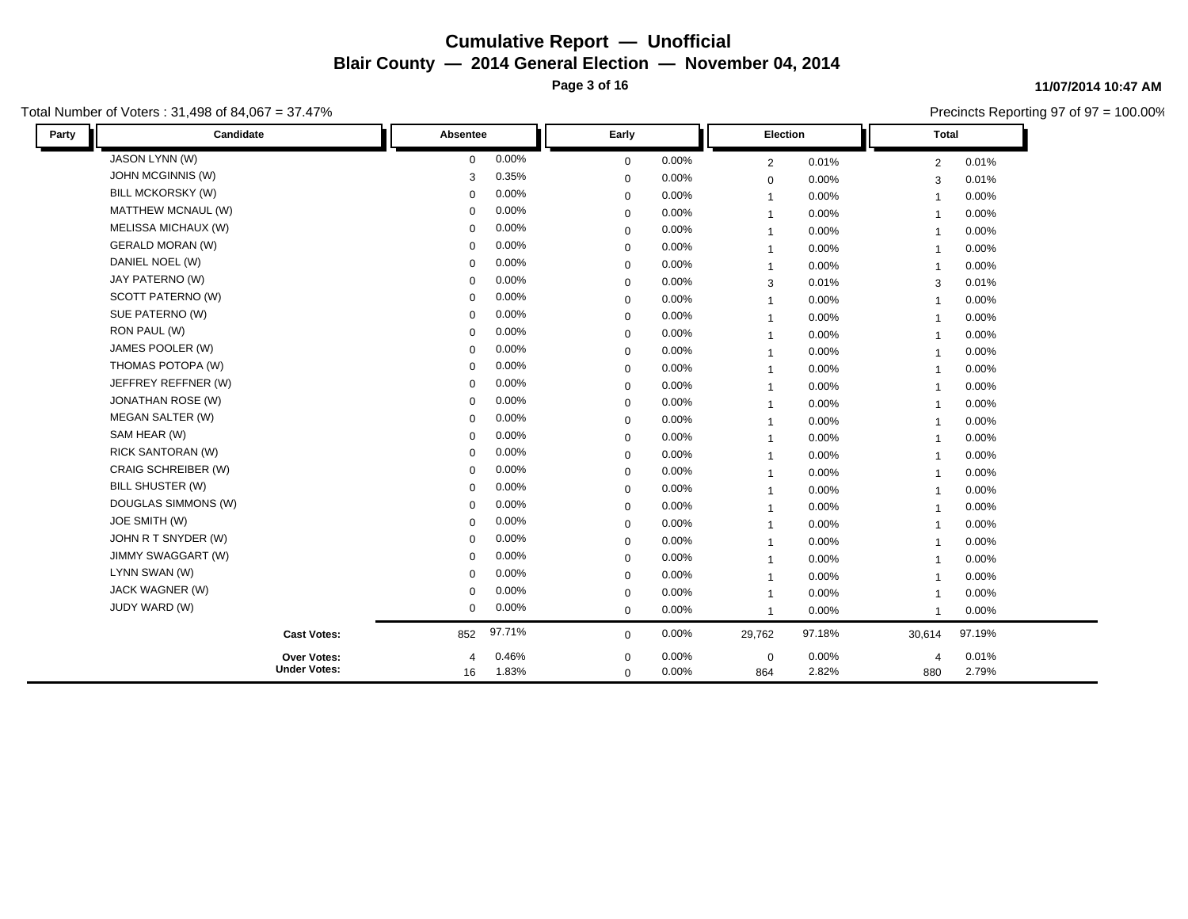# Cumulative Report — Unofficial

## Blair County — 2014 General Election — November 04, 2014

11/07/2014 10:47 AM

Total Number of Voters : 31,498 of 84,067 = 37.47%

Precincts Reporting 97 of 97 = 100.00%

| Party | Candidate | Absentee | | Early | | Election | | Total | |
|---|---|---|---|---|---|---|---|---|---|
| | JASON LYNN (W) | 0 | 0.00% | 0 | 0.00% | 2 | 0.01% | 2 | 0.01% |
| | JOHN MCGINNIS (W) | 3 | 0.35% | 0 | 0.00% | 0 | 0.00% | 3 | 0.01% |
| | BILL MCKORSKY (W) | 0 | 0.00% | 0 | 0.00% | 1 | 0.00% | 1 | 0.00% |
| | MATTHEW MCNAUL (W) | 0 | 0.00% | 0 | 0.00% | 1 | 0.00% | 1 | 0.00% |
| | MELISSA MICHAUX (W) | 0 | 0.00% | 0 | 0.00% | 1 | 0.00% | 1 | 0.00% |
| | GERALD MORAN (W) | 0 | 0.00% | 0 | 0.00% | 1 | 0.00% | 1 | 0.00% |
| | DANIEL NOEL (W) | 0 | 0.00% | 0 | 0.00% | 1 | 0.00% | 1 | 0.00% |
| | JAY PATERNO (W) | 0 | 0.00% | 0 | 0.00% | 3 | 0.01% | 3 | 0.01% |
| | SCOTT PATERNO (W) | 0 | 0.00% | 0 | 0.00% | 1 | 0.00% | 1 | 0.00% |
| | SUE PATERNO (W) | 0 | 0.00% | 0 | 0.00% | 1 | 0.00% | 1 | 0.00% |
| | RON PAUL (W) | 0 | 0.00% | 0 | 0.00% | 1 | 0.00% | 1 | 0.00% |
| | JAMES POOLER (W) | 0 | 0.00% | 0 | 0.00% | 1 | 0.00% | 1 | 0.00% |
| | THOMAS POTOPA (W) | 0 | 0.00% | 0 | 0.00% | 1 | 0.00% | 1 | 0.00% |
| | JEFFREY REFFNER (W) | 0 | 0.00% | 0 | 0.00% | 1 | 0.00% | 1 | 0.00% |
| | JONATHAN ROSE (W) | 0 | 0.00% | 0 | 0.00% | 1 | 0.00% | 1 | 0.00% |
| | MEGAN SALTER (W) | 0 | 0.00% | 0 | 0.00% | 1 | 0.00% | 1 | 0.00% |
| | SAM HEAR (W) | 0 | 0.00% | 0 | 0.00% | 1 | 0.00% | 1 | 0.00% |
| | RICK SANTORAN (W) | 0 | 0.00% | 0 | 0.00% | 1 | 0.00% | 1 | 0.00% |
| | CRAIG SCHREIBER (W) | 0 | 0.00% | 0 | 0.00% | 1 | 0.00% | 1 | 0.00% |
| | BILL SHUSTER (W) | 0 | 0.00% | 0 | 0.00% | 1 | 0.00% | 1 | 0.00% |
| | DOUGLAS SIMMONS (W) | 0 | 0.00% | 0 | 0.00% | 1 | 0.00% | 1 | 0.00% |
| | JOE SMITH (W) | 0 | 0.00% | 0 | 0.00% | 1 | 0.00% | 1 | 0.00% |
| | JOHN R T SNYDER (W) | 0 | 0.00% | 0 | 0.00% | 1 | 0.00% | 1 | 0.00% |
| | JIMMY SWAGGART (W) | 0 | 0.00% | 0 | 0.00% | 1 | 0.00% | 1 | 0.00% |
| | LYNN SWAN (W) | 0 | 0.00% | 0 | 0.00% | 1 | 0.00% | 1 | 0.00% |
| | JACK WAGNER (W) | 0 | 0.00% | 0 | 0.00% | 1 | 0.00% | 1 | 0.00% |
| | JUDY WARD (W) | 0 | 0.00% | 0 | 0.00% | 1 | 0.00% | 1 | 0.00% |
| | **Cast Votes:** | 852 | 97.71% | 0 | 0.00% | 29,762 | 97.18% | 30,614 | 97.19% |
| | **Over Votes:** | 4 | 0.46% | 0 | 0.00% | 0 | 0.00% | 4 | 0.01% |
| | **Under Votes:** | 16 | 1.83% | 0 | 0.00% | 864 | 2.82% | 880 | 2.79% |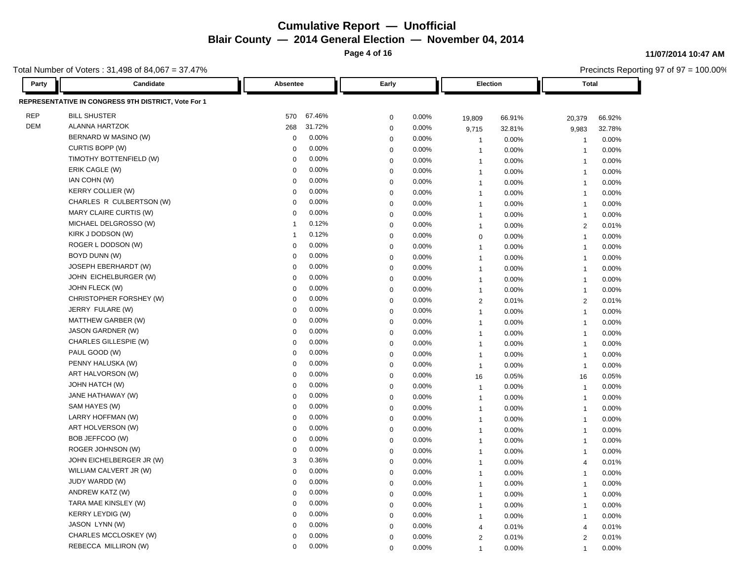# Cumulative Report — Unofficial

## Blair County — 2014 General Election — November 04, 2014

11/07/2014 10:47 AM

Total Number of Voters : 31,498 of 84,067 = 37.47%

Precincts Reporting 97 of 97 = 100.00%

| Party | Candidate | Absentee | | Early | | Election | | Total | |
|---|---|---|---|---|---|---|---|---|---|
| **REPRESENTATIVE IN CONGRESS 9TH DISTRICT, Vote For 1** | | | | | | | | | |
| REP | BILL SHUSTER | 570 | 67.46% | 0 | 0.00% | 19,809 | 66.91% | 20,379 | 66.92% |
| DEM | ALANNA HARTZOK | 268 | 31.72% | 0 | 0.00% | 9,715 | 32.81% | 9,983 | 32.78% |
| | BERNARD W MASINO (W) | 0 | 0.00% | 0 | 0.00% | 1 | 0.00% | 1 | 0.00% |
| | CURTIS BOPP (W) | 0 | 0.00% | 0 | 0.00% | 1 | 0.00% | 1 | 0.00% |
| | TIMOTHY BOTTENFIELD (W) | 0 | 0.00% | 0 | 0.00% | 1 | 0.00% | 1 | 0.00% |
| | ERIK CAGLE (W) | 0 | 0.00% | 0 | 0.00% | 1 | 0.00% | 1 | 0.00% |
| | IAN COHN (W) | 0 | 0.00% | 0 | 0.00% | 1 | 0.00% | 1 | 0.00% |
| | KERRY COLLIER (W) | 0 | 0.00% | 0 | 0.00% | 1 | 0.00% | 1 | 0.00% |
| | CHARLES R CULBERTSON (W) | 0 | 0.00% | 0 | 0.00% | 1 | 0.00% | 1 | 0.00% |
| | MARY CLAIRE CURTIS (W) | 0 | 0.00% | 0 | 0.00% | 1 | 0.00% | 1 | 0.00% |
| | MICHAEL DELGROSSO (W) | 1 | 0.12% | 0 | 0.00% | 1 | 0.00% | 2 | 0.01% |
| | KIRK J DODSON (W) | 1 | 0.12% | 0 | 0.00% | 0 | 0.00% | 1 | 0.00% |
| | ROGER L DODSON (W) | 0 | 0.00% | 0 | 0.00% | 1 | 0.00% | 1 | 0.00% |
| | BOYD DUNN (W) | 0 | 0.00% | 0 | 0.00% | 1 | 0.00% | 1 | 0.00% |
| | JOSEPH EBERHARDT (W) | 0 | 0.00% | 0 | 0.00% | 1 | 0.00% | 1 | 0.00% |
| | JOHN EICHELBURGER (W) | 0 | 0.00% | 0 | 0.00% | 1 | 0.00% | 1 | 0.00% |
| | JOHN FLECK (W) | 0 | 0.00% | 0 | 0.00% | 1 | 0.00% | 1 | 0.00% |
| | CHRISTOPHER FORSHEY (W) | 0 | 0.00% | 0 | 0.00% | 2 | 0.01% | 2 | 0.01% |
| | JERRY FULARE (W) | 0 | 0.00% | 0 | 0.00% | 1 | 0.00% | 1 | 0.00% |
| | MATTHEW GARBER (W) | 0 | 0.00% | 0 | 0.00% | 1 | 0.00% | 1 | 0.00% |
| | JASON GARDNER (W) | 0 | 0.00% | 0 | 0.00% | 1 | 0.00% | 1 | 0.00% |
| | CHARLES GILLESPIE (W) | 0 | 0.00% | 0 | 0.00% | 1 | 0.00% | 1 | 0.00% |
| | PAUL GOOD (W) | 0 | 0.00% | 0 | 0.00% | 1 | 0.00% | 1 | 0.00% |
| | PENNY HALUSKA (W) | 0 | 0.00% | 0 | 0.00% | 1 | 0.00% | 1 | 0.00% |
| | ART HALVORSON (W) | 0 | 0.00% | 0 | 0.00% | 16 | 0.05% | 16 | 0.05% |
| | JOHN HATCH (W) | 0 | 0.00% | 0 | 0.00% | 1 | 0.00% | 1 | 0.00% |
| | JANE HATHAWAY (W) | 0 | 0.00% | 0 | 0.00% | 1 | 0.00% | 1 | 0.00% |
| | SAM HAYES (W) | 0 | 0.00% | 0 | 0.00% | 1 | 0.00% | 1 | 0.00% |
| | LARRY HOFFMAN (W) | 0 | 0.00% | 0 | 0.00% | 1 | 0.00% | 1 | 0.00% |
| | ART HOLVERSON (W) | 0 | 0.00% | 0 | 0.00% | 1 | 0.00% | 1 | 0.00% |
| | BOB JEFFCOO (W) | 0 | 0.00% | 0 | 0.00% | 1 | 0.00% | 1 | 0.00% |
| | ROGER JOHNSON (W) | 0 | 0.00% | 0 | 0.00% | 1 | 0.00% | 1 | 0.00% |
| | JOHN EICHELBERGER JR (W) | 3 | 0.36% | 0 | 0.00% | 1 | 0.00% | 4 | 0.01% |
| | WILLIAM CALVERT JR (W) | 0 | 0.00% | 0 | 0.00% | 1 | 0.00% | 1 | 0.00% |
| | JUDY WARDD (W) | 0 | 0.00% | 0 | 0.00% | 1 | 0.00% | 1 | 0.00% |
| | ANDREW KATZ (W) | 0 | 0.00% | 0 | 0.00% | 1 | 0.00% | 1 | 0.00% |
| | TARA MAE KINSLEY (W) | 0 | 0.00% | 0 | 0.00% | 1 | 0.00% | 1 | 0.00% |
| | KERRY LEYDIG (W) | 0 | 0.00% | 0 | 0.00% | 1 | 0.00% | 1 | 0.00% |
| | JASON LYNN (W) | 0 | 0.00% | 0 | 0.00% | 4 | 0.01% | 4 | 0.01% |
| | CHARLES MCCLOSKEY (W) | 0 | 0.00% | 0 | 0.00% | 2 | 0.01% | 2 | 0.01% |
| | REBECCA MILLIRON (W) | 0 | 0.00% | 0 | 0.00% | 1 | 0.00% | 1 | 0.00% |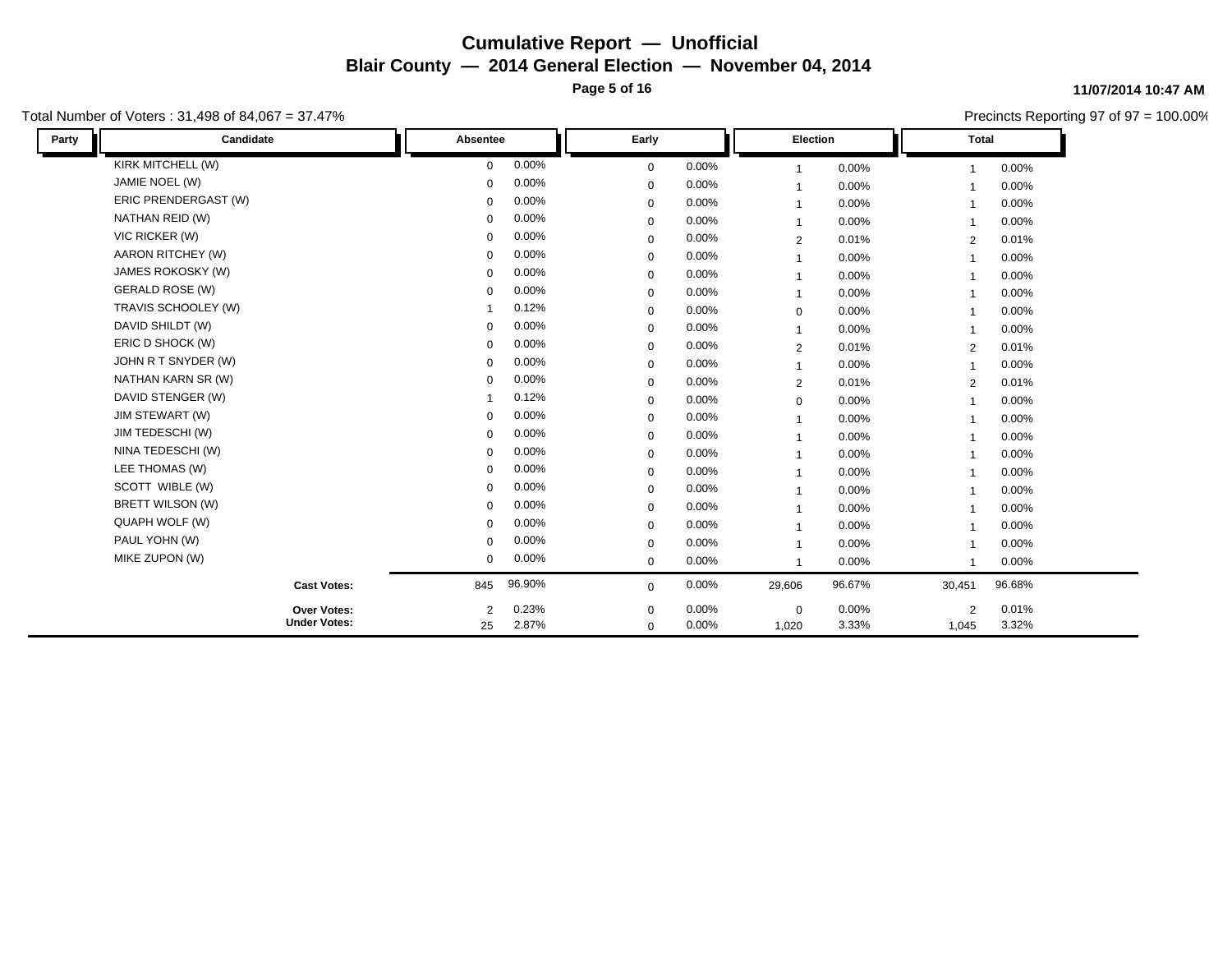# Cumulative Report — Unofficial

## Blair County — 2014 General Election — November 04, 2014

11/07/2014 10:47 AM

Total Number of Voters : 31,498 of 84,067 = 37.47%

Precincts Reporting 97 of 97 = 100.00%

| Party | Candidate | Absentee | | Early | | Election | | Total | |
|---|---|---|---|---|---|---|---|---|---|
| | KIRK MITCHELL (W) | 0 | 0.00% | 0 | 0.00% | 1 | 0.00% | 1 | 0.00% |
| | JAMIE NOEL (W) | 0 | 0.00% | 0 | 0.00% | 1 | 0.00% | 1 | 0.00% |
| | ERIC PRENDERGAST (W) | 0 | 0.00% | 0 | 0.00% | 1 | 0.00% | 1 | 0.00% |
| | NATHAN REID (W) | 0 | 0.00% | 0 | 0.00% | 1 | 0.00% | 1 | 0.00% |
| | VIC RICKER (W) | 0 | 0.00% | 0 | 0.00% | 2 | 0.01% | 2 | 0.01% |
| | AARON RITCHEY (W) | 0 | 0.00% | 0 | 0.00% | 1 | 0.00% | 1 | 0.00% |
| | JAMES ROKOSKY (W) | 0 | 0.00% | 0 | 0.00% | 1 | 0.00% | 1 | 0.00% |
| | GERALD ROSE (W) | 0 | 0.00% | 0 | 0.00% | 1 | 0.00% | 1 | 0.00% |
| | TRAVIS SCHOOLEY (W) | 1 | 0.12% | 0 | 0.00% | 0 | 0.00% | 1 | 0.00% |
| | DAVID SHILDT (W) | 0 | 0.00% | 0 | 0.00% | 1 | 0.00% | 1 | 0.00% |
| | ERIC D SHOCK (W) | 0 | 0.00% | 0 | 0.00% | 2 | 0.01% | 2 | 0.01% |
| | JOHN R T SNYDER (W) | 0 | 0.00% | 0 | 0.00% | 1 | 0.00% | 1 | 0.00% |
| | NATHAN KARN SR (W) | 0 | 0.00% | 0 | 0.00% | 2 | 0.01% | 2 | 0.01% |
| | DAVID STENGER (W) | 1 | 0.12% | 0 | 0.00% | 0 | 0.00% | 1 | 0.00% |
| | JIM STEWART (W) | 0 | 0.00% | 0 | 0.00% | 1 | 0.00% | 1 | 0.00% |
| | JIM TEDESCHI (W) | 0 | 0.00% | 0 | 0.00% | 1 | 0.00% | 1 | 0.00% |
| | NINA TEDESCHI (W) | 0 | 0.00% | 0 | 0.00% | 1 | 0.00% | 1 | 0.00% |
| | LEE THOMAS (W) | 0 | 0.00% | 0 | 0.00% | 1 | 0.00% | 1 | 0.00% |
| | SCOTT WIBLE (W) | 0 | 0.00% | 0 | 0.00% | 1 | 0.00% | 1 | 0.00% |
| | BRETT WILSON (W) | 0 | 0.00% | 0 | 0.00% | 1 | 0.00% | 1 | 0.00% |
| | QUAPH WOLF (W) | 0 | 0.00% | 0 | 0.00% | 1 | 0.00% | 1 | 0.00% |
| | PAUL YOHN (W) | 0 | 0.00% | 0 | 0.00% | 1 | 0.00% | 1 | 0.00% |
| | MIKE ZUPON (W) | 0 | 0.00% | 0 | 0.00% | 1 | 0.00% | 1 | 0.00% |
| | **Cast Votes:** | 845 | 96.90% | 0 | 0.00% | 29,606 | 96.67% | 30,451 | 96.68% |
| | **Over Votes:** | 2 | 0.23% | 0 | 0.00% | 0 | 0.00% | 2 | 0.01% |
| | **Under Votes:** | 25 | 2.87% | 0 | 0.00% | 1,020 | 3.33% | 1,045 | 3.32% |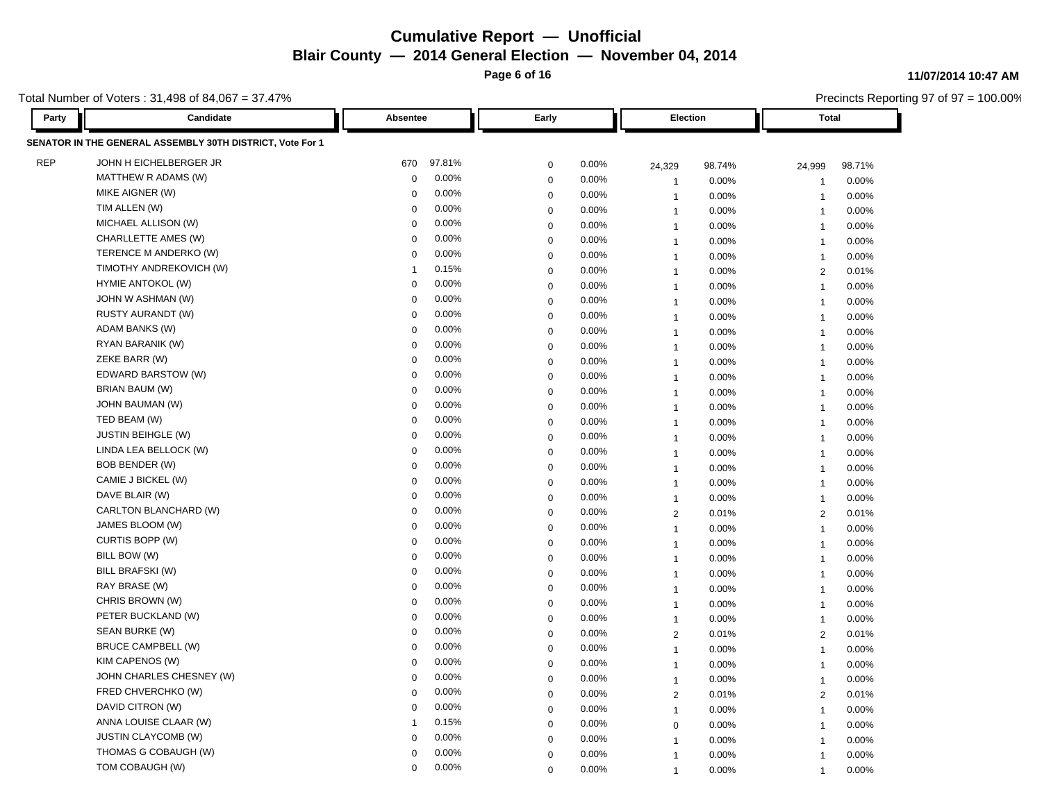# Cumulative Report — Unofficial

## Blair County — 2014 General Election — November 04, 2014

11/07/2014 10:47 AM

Total Number of Voters : 31,498 of 84,067 = 37.47%

Precincts Reporting 97 of 97 = 100.00%

### SENATOR IN THE GENERAL ASSEMBLY 30TH DISTRICT, Vote For 1

| Party | Candidate | Absentee | | Early | | Election | | Total | |
|---|---|---|---|---|---|---|---|---|---|
| REP | JOHN H EICHELBERGER JR | 670 | 97.81% | 0 | 0.00% | 24,329 | 98.74% | 24,999 | 98.71% |
| | MATTHEW R ADAMS (W) | 0 | 0.00% | 0 | 0.00% | 1 | 0.00% | 1 | 0.00% |
| | MIKE AIGNER (W) | 0 | 0.00% | 0 | 0.00% | 1 | 0.00% | 1 | 0.00% |
| | TIM ALLEN (W) | 0 | 0.00% | 0 | 0.00% | 1 | 0.00% | 1 | 0.00% |
| | MICHAEL ALLISON (W) | 0 | 0.00% | 0 | 0.00% | 1 | 0.00% | 1 | 0.00% |
| | CHARLLETTE AMES (W) | 0 | 0.00% | 0 | 0.00% | 1 | 0.00% | 1 | 0.00% |
| | TERENCE M ANDERKO (W) | 0 | 0.00% | 0 | 0.00% | 1 | 0.00% | 1 | 0.00% |
| | TIMOTHY ANDREKOVICH (W) | 1 | 0.15% | 0 | 0.00% | 1 | 0.00% | 2 | 0.01% |
| | HYMIE ANTOKOL (W) | 0 | 0.00% | 0 | 0.00% | 1 | 0.00% | 1 | 0.00% |
| | JOHN W ASHMAN (W) | 0 | 0.00% | 0 | 0.00% | 1 | 0.00% | 1 | 0.00% |
| | RUSTY AURANDT (W) | 0 | 0.00% | 0 | 0.00% | 1 | 0.00% | 1 | 0.00% |
| | ADAM BANKS (W) | 0 | 0.00% | 0 | 0.00% | 1 | 0.00% | 1 | 0.00% |
| | RYAN BARANIK (W) | 0 | 0.00% | 0 | 0.00% | 1 | 0.00% | 1 | 0.00% |
| | ZEKE BARR (W) | 0 | 0.00% | 0 | 0.00% | 1 | 0.00% | 1 | 0.00% |
| | EDWARD BARSTOW (W) | 0 | 0.00% | 0 | 0.00% | 1 | 0.00% | 1 | 0.00% |
| | BRIAN BAUM (W) | 0 | 0.00% | 0 | 0.00% | 1 | 0.00% | 1 | 0.00% |
| | JOHN BAUMAN (W) | 0 | 0.00% | 0 | 0.00% | 1 | 0.00% | 1 | 0.00% |
| | TED BEAM (W) | 0 | 0.00% | 0 | 0.00% | 1 | 0.00% | 1 | 0.00% |
| | JUSTIN BEIHGLE (W) | 0 | 0.00% | 0 | 0.00% | 1 | 0.00% | 1 | 0.00% |
| | LINDA LEA BELLOCK (W) | 0 | 0.00% | 0 | 0.00% | 1 | 0.00% | 1 | 0.00% |
| | BOB BENDER (W) | 0 | 0.00% | 0 | 0.00% | 1 | 0.00% | 1 | 0.00% |
| | CAMIE J BICKEL (W) | 0 | 0.00% | 0 | 0.00% | 1 | 0.00% | 1 | 0.00% |
| | DAVE BLAIR (W) | 0 | 0.00% | 0 | 0.00% | 1 | 0.00% | 1 | 0.00% |
| | CARLTON BLANCHARD (W) | 0 | 0.00% | 0 | 0.00% | 2 | 0.01% | 2 | 0.01% |
| | JAMES BLOOM (W) | 0 | 0.00% | 0 | 0.00% | 1 | 0.00% | 1 | 0.00% |
| | CURTIS BOPP (W) | 0 | 0.00% | 0 | 0.00% | 1 | 0.00% | 1 | 0.00% |
| | BILL BOW (W) | 0 | 0.00% | 0 | 0.00% | 1 | 0.00% | 1 | 0.00% |
| | BILL BRAFSKI (W) | 0 | 0.00% | 0 | 0.00% | 1 | 0.00% | 1 | 0.00% |
| | RAY BRASE (W) | 0 | 0.00% | 0 | 0.00% | 1 | 0.00% | 1 | 0.00% |
| | CHRIS BROWN (W) | 0 | 0.00% | 0 | 0.00% | 1 | 0.00% | 1 | 0.00% |
| | PETER BUCKLAND (W) | 0 | 0.00% | 0 | 0.00% | 1 | 0.00% | 1 | 0.00% |
| | SEAN BURKE (W) | 0 | 0.00% | 0 | 0.00% | 2 | 0.01% | 2 | 0.01% |
| | BRUCE CAMPBELL (W) | 0 | 0.00% | 0 | 0.00% | 1 | 0.00% | 1 | 0.00% |
| | KIM CAPENOS (W) | 0 | 0.00% | 0 | 0.00% | 1 | 0.00% | 1 | 0.00% |
| | JOHN CHARLES CHESNEY (W) | 0 | 0.00% | 0 | 0.00% | 1 | 0.00% | 1 | 0.00% |
| | FRED CHVERCHKO (W) | 0 | 0.00% | 0 | 0.00% | 2 | 0.01% | 2 | 0.01% |
| | DAVID CITRON (W) | 0 | 0.00% | 0 | 0.00% | 1 | 0.00% | 1 | 0.00% |
| | ANNA LOUISE CLAAR (W) | 1 | 0.15% | 0 | 0.00% | 0 | 0.00% | 1 | 0.00% |
| | JUSTIN CLAYCOMB (W) | 0 | 0.00% | 0 | 0.00% | 1 | 0.00% | 1 | 0.00% |
| | THOMAS G COBAUGH (W) | 0 | 0.00% | 0 | 0.00% | 1 | 0.00% | 1 | 0.00% |
| | TOM COBAUGH (W) | 0 | 0.00% | 0 | 0.00% | 1 | 0.00% | 1 | 0.00% |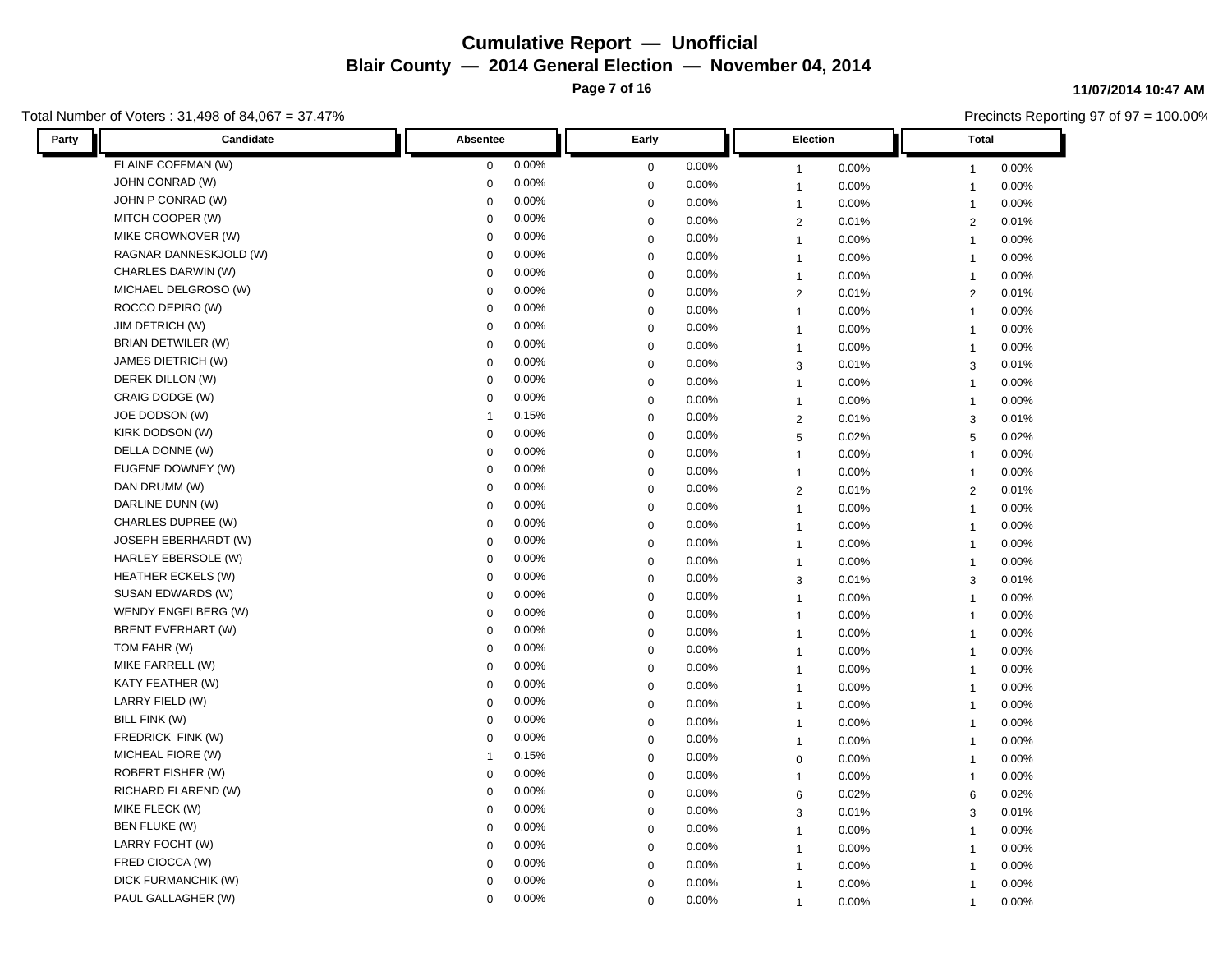# Cumulative Report — Unofficial

## Blair County — 2014 General Election — November 04, 2014

11/07/2014 10:47 AM

Total Number of Voters : 31,498 of 84,067 = 37.47%

Precincts Reporting 97 of 97 = 100.00%

| Party | Candidate | Absentee | | Early | | Election | | Total | |
|---|---|---|---|---|---|---|---|---|---|
| | ELAINE COFFMAN (W) | 0 | 0.00% | 0 | 0.00% | 1 | 0.00% | 1 | 0.00% |
| | JOHN CONRAD (W) | 0 | 0.00% | 0 | 0.00% | 1 | 0.00% | 1 | 0.00% |
| | JOHN P CONRAD (W) | 0 | 0.00% | 0 | 0.00% | 1 | 0.00% | 1 | 0.00% |
| | MITCH COOPER (W) | 0 | 0.00% | 0 | 0.00% | 2 | 0.01% | 2 | 0.01% |
| | MIKE CROWNOVER (W) | 0 | 0.00% | 0 | 0.00% | 1 | 0.00% | 1 | 0.00% |
| | RAGNAR DANNESKJOLD (W) | 0 | 0.00% | 0 | 0.00% | 1 | 0.00% | 1 | 0.00% |
| | CHARLES DARWIN (W) | 0 | 0.00% | 0 | 0.00% | 1 | 0.00% | 1 | 0.00% |
| | MICHAEL DELGROSO (W) | 0 | 0.00% | 0 | 0.00% | 2 | 0.01% | 2 | 0.01% |
| | ROCCO DEPIRO (W) | 0 | 0.00% | 0 | 0.00% | 1 | 0.00% | 1 | 0.00% |
| | JIM DETRICH (W) | 0 | 0.00% | 0 | 0.00% | 1 | 0.00% | 1 | 0.00% |
| | BRIAN DETWILER (W) | 0 | 0.00% | 0 | 0.00% | 1 | 0.00% | 1 | 0.00% |
| | JAMES DIETRICH (W) | 0 | 0.00% | 0 | 0.00% | 3 | 0.01% | 3 | 0.01% |
| | DEREK DILLON (W) | 0 | 0.00% | 0 | 0.00% | 1 | 0.00% | 1 | 0.00% |
| | CRAIG DODGE (W) | 0 | 0.00% | 0 | 0.00% | 1 | 0.00% | 1 | 0.00% |
| | JOE DODSON (W) | 1 | 0.15% | 0 | 0.00% | 2 | 0.01% | 3 | 0.01% |
| | KIRK DODSON (W) | 0 | 0.00% | 0 | 0.00% | 5 | 0.02% | 5 | 0.02% |
| | DELLA DONNE (W) | 0 | 0.00% | 0 | 0.00% | 1 | 0.00% | 1 | 0.00% |
| | EUGENE DOWNEY (W) | 0 | 0.00% | 0 | 0.00% | 1 | 0.00% | 1 | 0.00% |
| | DAN DRUMM (W) | 0 | 0.00% | 0 | 0.00% | 2 | 0.01% | 2 | 0.01% |
| | DARLINE DUNN (W) | 0 | 0.00% | 0 | 0.00% | 1 | 0.00% | 1 | 0.00% |
| | CHARLES DUPREE (W) | 0 | 0.00% | 0 | 0.00% | 1 | 0.00% | 1 | 0.00% |
| | JOSEPH EBERHARDT (W) | 0 | 0.00% | 0 | 0.00% | 1 | 0.00% | 1 | 0.00% |
| | HARLEY EBERSOLE (W) | 0 | 0.00% | 0 | 0.00% | 1 | 0.00% | 1 | 0.00% |
| | HEATHER ECKELS (W) | 0 | 0.00% | 0 | 0.00% | 3 | 0.01% | 3 | 0.01% |
| | SUSAN EDWARDS (W) | 0 | 0.00% | 0 | 0.00% | 1 | 0.00% | 1 | 0.00% |
| | WENDY ENGELBERG (W) | 0 | 0.00% | 0 | 0.00% | 1 | 0.00% | 1 | 0.00% |
| | BRENT EVERHART (W) | 0 | 0.00% | 0 | 0.00% | 1 | 0.00% | 1 | 0.00% |
| | TOM FAHR (W) | 0 | 0.00% | 0 | 0.00% | 1 | 0.00% | 1 | 0.00% |
| | MIKE FARRELL (W) | 0 | 0.00% | 0 | 0.00% | 1 | 0.00% | 1 | 0.00% |
| | KATY FEATHER (W) | 0 | 0.00% | 0 | 0.00% | 1 | 0.00% | 1 | 0.00% |
| | LARRY FIELD (W) | 0 | 0.00% | 0 | 0.00% | 1 | 0.00% | 1 | 0.00% |
| | BILL FINK (W) | 0 | 0.00% | 0 | 0.00% | 1 | 0.00% | 1 | 0.00% |
| | FREDRICK FINK (W) | 0 | 0.00% | 0 | 0.00% | 1 | 0.00% | 1 | 0.00% |
| | MICHEAL FIORE (W) | 1 | 0.15% | 0 | 0.00% | 0 | 0.00% | 1 | 0.00% |
| | ROBERT FISHER (W) | 0 | 0.00% | 0 | 0.00% | 1 | 0.00% | 1 | 0.00% |
| | RICHARD FLAREND (W) | 0 | 0.00% | 0 | 0.00% | 6 | 0.02% | 6 | 0.02% |
| | MIKE FLECK (W) | 0 | 0.00% | 0 | 0.00% | 3 | 0.01% | 3 | 0.01% |
| | BEN FLUKE (W) | 0 | 0.00% | 0 | 0.00% | 1 | 0.00% | 1 | 0.00% |
| | LARRY FOCHT (W) | 0 | 0.00% | 0 | 0.00% | 1 | 0.00% | 1 | 0.00% |
| | FRED CIOCCA (W) | 0 | 0.00% | 0 | 0.00% | 1 | 0.00% | 1 | 0.00% |
| | DICK FURMANCHIK (W) | 0 | 0.00% | 0 | 0.00% | 1 | 0.00% | 1 | 0.00% |
| | PAUL GALLAGHER (W) | 0 | 0.00% | 0 | 0.00% | 1 | 0.00% | 1 | 0.00% |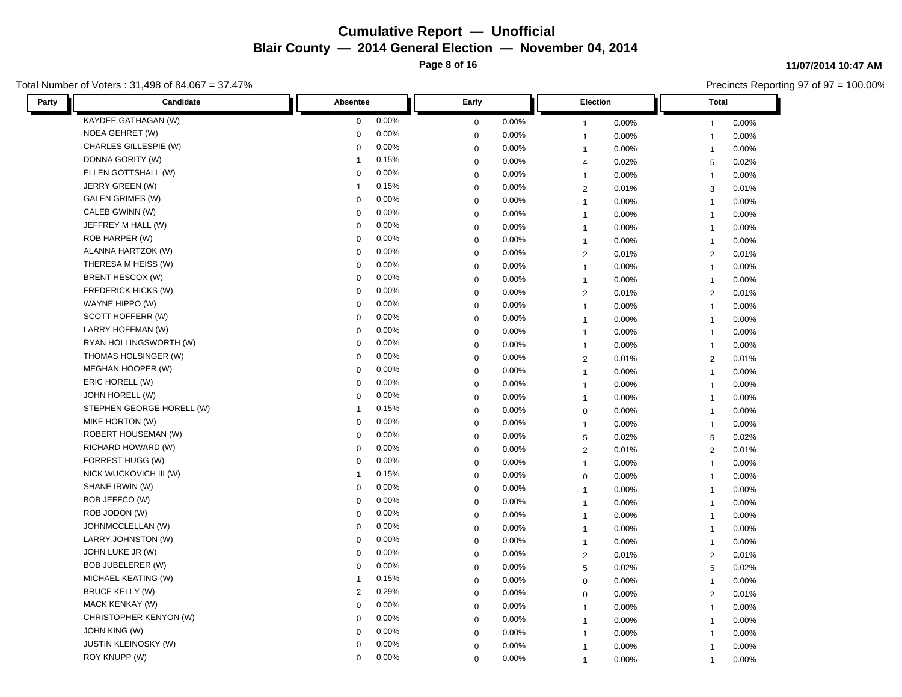# Cumulative Report — Unofficial

## Blair County — 2014 General Election — November 04, 2014

11/07/2014 10:47 AM

Total Number of Voters : 31,498 of 84,067 = 37.47%

Precincts Reporting 97 of 97 = 100.00%

| Party | Candidate | Absentee | | Early | | Election | | Total | |
|---|---|---|---|---|---|---|---|---|---|
| | KAYDEE GATHAGAN (W) | 0 | 0.00% | 0 | 0.00% | 1 | 0.00% | 1 | 0.00% |
| | NOEA GEHRET (W) | 0 | 0.00% | 0 | 0.00% | 1 | 0.00% | 1 | 0.00% |
| | CHARLES GILLESPIE (W) | 0 | 0.00% | 0 | 0.00% | 1 | 0.00% | 1 | 0.00% |
| | DONNA GORITY (W) | 1 | 0.15% | 0 | 0.00% | 4 | 0.02% | 5 | 0.02% |
| | ELLEN GOTTSHALL (W) | 0 | 0.00% | 0 | 0.00% | 1 | 0.00% | 1 | 0.00% |
| | JERRY GREEN (W) | 1 | 0.15% | 0 | 0.00% | 2 | 0.01% | 3 | 0.01% |
| | GALEN GRIMES (W) | 0 | 0.00% | 0 | 0.00% | 1 | 0.00% | 1 | 0.00% |
| | CALEB GWINN (W) | 0 | 0.00% | 0 | 0.00% | 1 | 0.00% | 1 | 0.00% |
| | JEFFREY M HALL (W) | 0 | 0.00% | 0 | 0.00% | 1 | 0.00% | 1 | 0.00% |
| | ROB HARPER (W) | 0 | 0.00% | 0 | 0.00% | 1 | 0.00% | 1 | 0.00% |
| | ALANNA HARTZOK (W) | 0 | 0.00% | 0 | 0.00% | 2 | 0.01% | 2 | 0.01% |
| | THERESA M HEISS (W) | 0 | 0.00% | 0 | 0.00% | 1 | 0.00% | 1 | 0.00% |
| | BRENT HESCOX (W) | 0 | 0.00% | 0 | 0.00% | 1 | 0.00% | 1 | 0.00% |
| | FREDERICK HICKS (W) | 0 | 0.00% | 0 | 0.00% | 2 | 0.01% | 2 | 0.01% |
| | WAYNE HIPPO (W) | 0 | 0.00% | 0 | 0.00% | 1 | 0.00% | 1 | 0.00% |
| | SCOTT HOFFERR (W) | 0 | 0.00% | 0 | 0.00% | 1 | 0.00% | 1 | 0.00% |
| | LARRY HOFFMAN (W) | 0 | 0.00% | 0 | 0.00% | 1 | 0.00% | 1 | 0.00% |
| | RYAN HOLLINGSWORTH (W) | 0 | 0.00% | 0 | 0.00% | 1 | 0.00% | 1 | 0.00% |
| | THOMAS HOLSINGER (W) | 0 | 0.00% | 0 | 0.00% | 2 | 0.01% | 2 | 0.01% |
| | MEGHAN HOOPER (W) | 0 | 0.00% | 0 | 0.00% | 1 | 0.00% | 1 | 0.00% |
| | ERIC HORELL (W) | 0 | 0.00% | 0 | 0.00% | 1 | 0.00% | 1 | 0.00% |
| | JOHN HORELL (W) | 0 | 0.00% | 0 | 0.00% | 1 | 0.00% | 1 | 0.00% |
| | STEPHEN GEORGE HORELL (W) | 1 | 0.15% | 0 | 0.00% | 0 | 0.00% | 1 | 0.00% |
| | MIKE HORTON (W) | 0 | 0.00% | 0 | 0.00% | 1 | 0.00% | 1 | 0.00% |
| | ROBERT HOUSEMAN (W) | 0 | 0.00% | 0 | 0.00% | 5 | 0.02% | 5 | 0.02% |
| | RICHARD HOWARD (W) | 0 | 0.00% | 0 | 0.00% | 2 | 0.01% | 2 | 0.01% |
| | FORREST HUGG (W) | 0 | 0.00% | 0 | 0.00% | 1 | 0.00% | 1 | 0.00% |
| | NICK WUCKOVICH III (W) | 1 | 0.15% | 0 | 0.00% | 0 | 0.00% | 1 | 0.00% |
| | SHANE IRWIN (W) | 0 | 0.00% | 0 | 0.00% | 1 | 0.00% | 1 | 0.00% |
| | BOB JEFFCO (W) | 0 | 0.00% | 0 | 0.00% | 1 | 0.00% | 1 | 0.00% |
| | ROB JODON (W) | 0 | 0.00% | 0 | 0.00% | 1 | 0.00% | 1 | 0.00% |
| | JOHNMCCLELLAN (W) | 0 | 0.00% | 0 | 0.00% | 1 | 0.00% | 1 | 0.00% |
| | LARRY JOHNSTON (W) | 0 | 0.00% | 0 | 0.00% | 1 | 0.00% | 1 | 0.00% |
| | JOHN LUKE JR (W) | 0 | 0.00% | 0 | 0.00% | 2 | 0.01% | 2 | 0.01% |
| | BOB JUBELERER (W) | 0 | 0.00% | 0 | 0.00% | 5 | 0.02% | 5 | 0.02% |
| | MICHAEL KEATING (W) | 1 | 0.15% | 0 | 0.00% | 0 | 0.00% | 1 | 0.00% |
| | BRUCE KELLY (W) | 2 | 0.29% | 0 | 0.00% | 0 | 0.00% | 2 | 0.01% |
| | MACK KENKAY (W) | 0 | 0.00% | 0 | 0.00% | 1 | 0.00% | 1 | 0.00% |
| | CHRISTOPHER KENYON (W) | 0 | 0.00% | 0 | 0.00% | 1 | 0.00% | 1 | 0.00% |
| | JOHN KING (W) | 0 | 0.00% | 0 | 0.00% | 1 | 0.00% | 1 | 0.00% |
| | JUSTIN KLEINOSKY (W) | 0 | 0.00% | 0 | 0.00% | 1 | 0.00% | 1 | 0.00% |
| | ROY KNUPP (W) | 0 | 0.00% | 0 | 0.00% | 1 | 0.00% | 1 | 0.00% |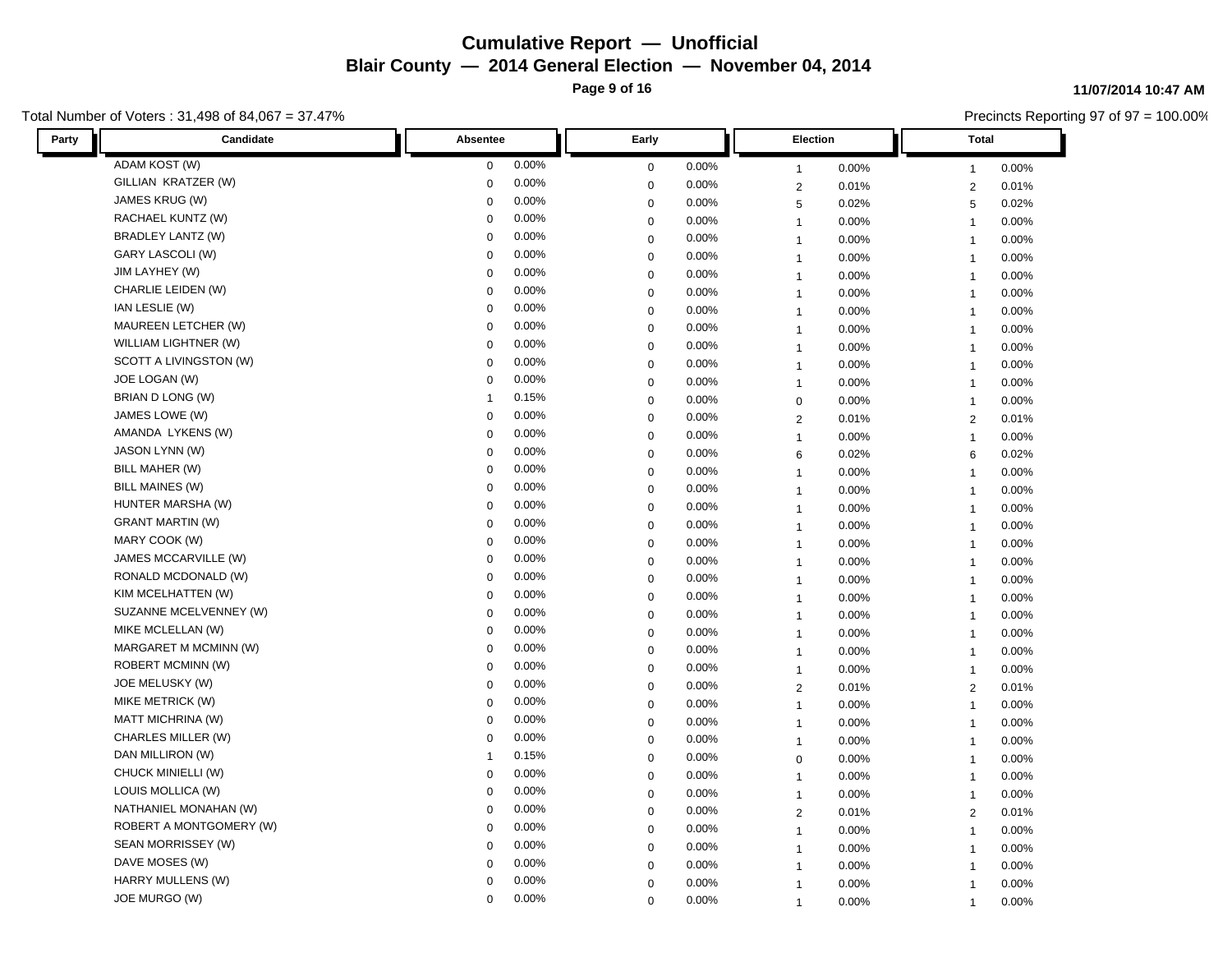# Cumulative Report — Unofficial

## Blair County — 2014 General Election — November 04, 2014

11/07/2014 10:47 AM

Total Number of Voters : 31,498 of 84,067 = 37.47%

Precincts Reporting 97 of 97 = 100.00%

| Party | Candidate | Absentee | | Early | | Election | | Total | |
|---|---|---|---|---|---|---|---|---|---|
| | ADAM KOST (W) | 0 | 0.00% | 0 | 0.00% | 1 | 0.00% | 1 | 0.00% |
| | GILLIAN KRATZER (W) | 0 | 0.00% | 0 | 0.00% | 2 | 0.01% | 2 | 0.01% |
| | JAMES KRUG (W) | 0 | 0.00% | 0 | 0.00% | 5 | 0.02% | 5 | 0.02% |
| | RACHAEL KUNTZ (W) | 0 | 0.00% | 0 | 0.00% | 1 | 0.00% | 1 | 0.00% |
| | BRADLEY LANTZ (W) | 0 | 0.00% | 0 | 0.00% | 1 | 0.00% | 1 | 0.00% |
| | GARY LASCOLI (W) | 0 | 0.00% | 0 | 0.00% | 1 | 0.00% | 1 | 0.00% |
| | JIM LAYHEY (W) | 0 | 0.00% | 0 | 0.00% | 1 | 0.00% | 1 | 0.00% |
| | CHARLIE LEIDEN (W) | 0 | 0.00% | 0 | 0.00% | 1 | 0.00% | 1 | 0.00% |
| | IAN LESLIE (W) | 0 | 0.00% | 0 | 0.00% | 1 | 0.00% | 1 | 0.00% |
| | MAUREEN LETCHER (W) | 0 | 0.00% | 0 | 0.00% | 1 | 0.00% | 1 | 0.00% |
| | WILLIAM LIGHTNER (W) | 0 | 0.00% | 0 | 0.00% | 1 | 0.00% | 1 | 0.00% |
| | SCOTT A LIVINGSTON (W) | 0 | 0.00% | 0 | 0.00% | 1 | 0.00% | 1 | 0.00% |
| | JOE LOGAN (W) | 0 | 0.00% | 0 | 0.00% | 1 | 0.00% | 1 | 0.00% |
| | BRIAN D LONG (W) | 1 | 0.15% | 0 | 0.00% | 0 | 0.00% | 1 | 0.00% |
| | JAMES LOWE (W) | 0 | 0.00% | 0 | 0.00% | 2 | 0.01% | 2 | 0.01% |
| | AMANDA LYKENS (W) | 0 | 0.00% | 0 | 0.00% | 1 | 0.00% | 1 | 0.00% |
| | JASON LYNN (W) | 0 | 0.00% | 0 | 0.00% | 6 | 0.02% | 6 | 0.02% |
| | BILL MAHER (W) | 0 | 0.00% | 0 | 0.00% | 1 | 0.00% | 1 | 0.00% |
| | BILL MAINES (W) | 0 | 0.00% | 0 | 0.00% | 1 | 0.00% | 1 | 0.00% |
| | HUNTER MARSHA (W) | 0 | 0.00% | 0 | 0.00% | 1 | 0.00% | 1 | 0.00% |
| | GRANT MARTIN (W) | 0 | 0.00% | 0 | 0.00% | 1 | 0.00% | 1 | 0.00% |
| | MARY COOK (W) | 0 | 0.00% | 0 | 0.00% | 1 | 0.00% | 1 | 0.00% |
| | JAMES MCCARVILLE (W) | 0 | 0.00% | 0 | 0.00% | 1 | 0.00% | 1 | 0.00% |
| | RONALD MCDONALD (W) | 0 | 0.00% | 0 | 0.00% | 1 | 0.00% | 1 | 0.00% |
| | KIM MCELHATTEN (W) | 0 | 0.00% | 0 | 0.00% | 1 | 0.00% | 1 | 0.00% |
| | SUZANNE MCELVENNEY (W) | 0 | 0.00% | 0 | 0.00% | 1 | 0.00% | 1 | 0.00% |
| | MIKE MCLELLAN (W) | 0 | 0.00% | 0 | 0.00% | 1 | 0.00% | 1 | 0.00% |
| | MARGARET M MCMINN (W) | 0 | 0.00% | 0 | 0.00% | 1 | 0.00% | 1 | 0.00% |
| | ROBERT MCMINN (W) | 0 | 0.00% | 0 | 0.00% | 1 | 0.00% | 1 | 0.00% |
| | JOE MELUSKY (W) | 0 | 0.00% | 0 | 0.00% | 2 | 0.01% | 2 | 0.01% |
| | MIKE METRICK (W) | 0 | 0.00% | 0 | 0.00% | 1 | 0.00% | 1 | 0.00% |
| | MATT MICHRINA (W) | 0 | 0.00% | 0 | 0.00% | 1 | 0.00% | 1 | 0.00% |
| | CHARLES MILLER (W) | 0 | 0.00% | 0 | 0.00% | 1 | 0.00% | 1 | 0.00% |
| | DAN MILLIRON (W) | 1 | 0.15% | 0 | 0.00% | 0 | 0.00% | 1 | 0.00% |
| | CHUCK MINIELLI (W) | 0 | 0.00% | 0 | 0.00% | 1 | 0.00% | 1 | 0.00% |
| | LOUIS MOLLICA (W) | 0 | 0.00% | 0 | 0.00% | 1 | 0.00% | 1 | 0.00% |
| | NATHANIEL MONAHAN (W) | 0 | 0.00% | 0 | 0.00% | 2 | 0.01% | 2 | 0.01% |
| | ROBERT A MONTGOMERY (W) | 0 | 0.00% | 0 | 0.00% | 1 | 0.00% | 1 | 0.00% |
| | SEAN MORRISSEY (W) | 0 | 0.00% | 0 | 0.00% | 1 | 0.00% | 1 | 0.00% |
| | DAVE MOSES (W) | 0 | 0.00% | 0 | 0.00% | 1 | 0.00% | 1 | 0.00% |
| | HARRY MULLENS (W) | 0 | 0.00% | 0 | 0.00% | 1 | 0.00% | 1 | 0.00% |
| | JOE MURGO (W) | 0 | 0.00% | 0 | 0.00% | 1 | 0.00% | 1 | 0.00% |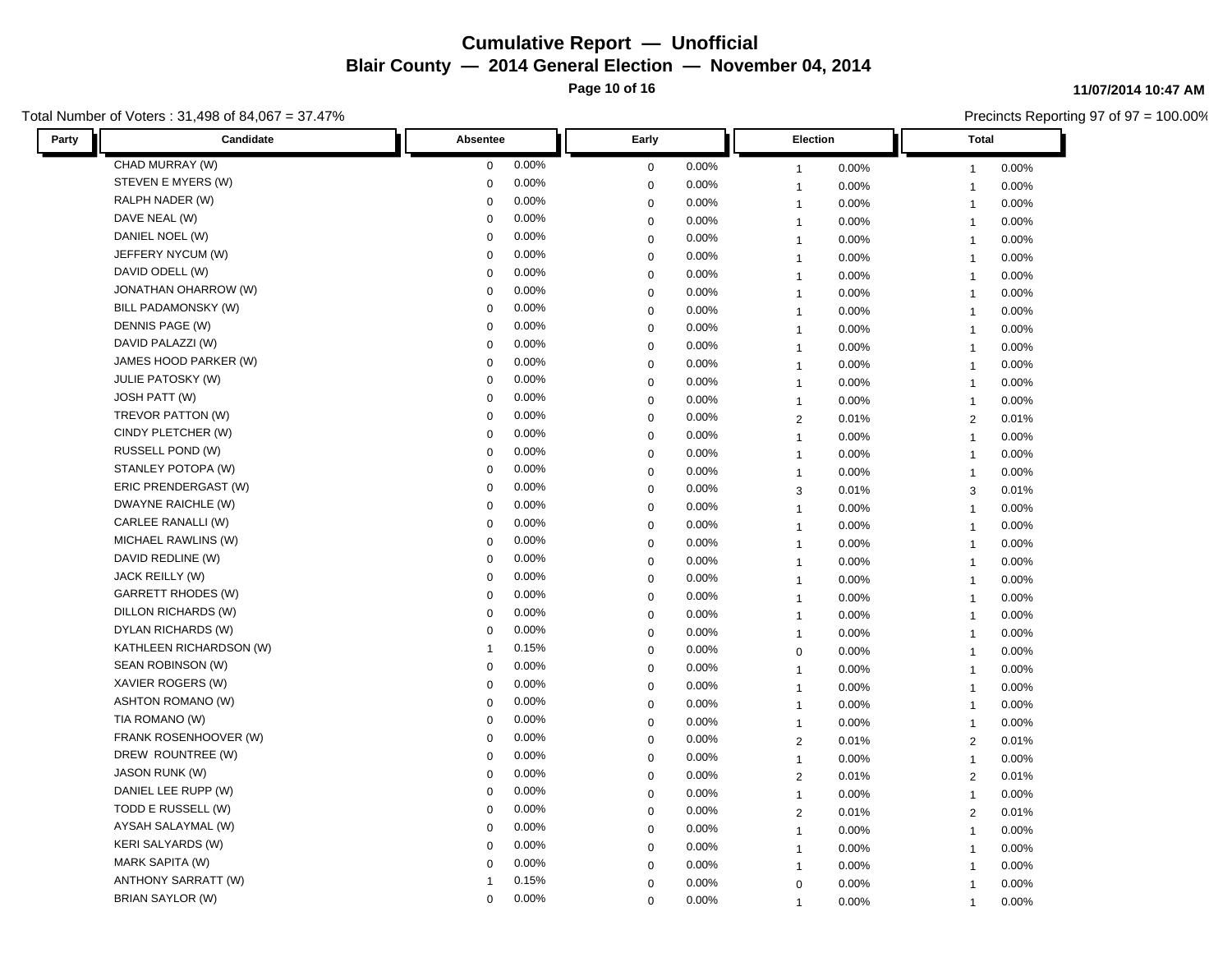# Cumulative Report — Unofficial

## Blair County — 2014 General Election — November 04, 2014

11/07/2014 10:47 AM

Total Number of Voters : 31,498 of 84,067 = 37.47%

Precincts Reporting 97 of 97 = 100.00%

| Party | Candidate | Absentee | | Early | | Election | | Total | |
|---|---|---|---|---|---|---|---|---|---|
| | CHAD MURRAY (W) | 0 | 0.00% | 0 | 0.00% | 1 | 0.00% | 1 | 0.00% |
| | STEVEN E MYERS (W) | 0 | 0.00% | 0 | 0.00% | 1 | 0.00% | 1 | 0.00% |
| | RALPH NADER (W) | 0 | 0.00% | 0 | 0.00% | 1 | 0.00% | 1 | 0.00% |
| | DAVE NEAL (W) | 0 | 0.00% | 0 | 0.00% | 1 | 0.00% | 1 | 0.00% |
| | DANIEL NOEL (W) | 0 | 0.00% | 0 | 0.00% | 1 | 0.00% | 1 | 0.00% |
| | JEFFERY NYCUM (W) | 0 | 0.00% | 0 | 0.00% | 1 | 0.00% | 1 | 0.00% |
| | DAVID ODELL (W) | 0 | 0.00% | 0 | 0.00% | 1 | 0.00% | 1 | 0.00% |
| | JONATHAN OHARROW (W) | 0 | 0.00% | 0 | 0.00% | 1 | 0.00% | 1 | 0.00% |
| | BILL PADAMONSKY (W) | 0 | 0.00% | 0 | 0.00% | 1 | 0.00% | 1 | 0.00% |
| | DENNIS PAGE (W) | 0 | 0.00% | 0 | 0.00% | 1 | 0.00% | 1 | 0.00% |
| | DAVID PALAZZI (W) | 0 | 0.00% | 0 | 0.00% | 1 | 0.00% | 1 | 0.00% |
| | JAMES HOOD PARKER (W) | 0 | 0.00% | 0 | 0.00% | 1 | 0.00% | 1 | 0.00% |
| | JULIE PATOSKY (W) | 0 | 0.00% | 0 | 0.00% | 1 | 0.00% | 1 | 0.00% |
| | JOSH PATT (W) | 0 | 0.00% | 0 | 0.00% | 1 | 0.00% | 1 | 0.00% |
| | TREVOR PATTON (W) | 0 | 0.00% | 0 | 0.00% | 2 | 0.01% | 2 | 0.01% |
| | CINDY PLETCHER (W) | 0 | 0.00% | 0 | 0.00% | 1 | 0.00% | 1 | 0.00% |
| | RUSSELL POND (W) | 0 | 0.00% | 0 | 0.00% | 1 | 0.00% | 1 | 0.00% |
| | STANLEY POTOPA (W) | 0 | 0.00% | 0 | 0.00% | 1 | 0.00% | 1 | 0.00% |
| | ERIC PRENDERGAST (W) | 0 | 0.00% | 0 | 0.00% | 3 | 0.01% | 3 | 0.01% |
| | DWAYNE RAICHLE (W) | 0 | 0.00% | 0 | 0.00% | 1 | 0.00% | 1 | 0.00% |
| | CARLEE RANALLI (W) | 0 | 0.00% | 0 | 0.00% | 1 | 0.00% | 1 | 0.00% |
| | MICHAEL RAWLINS (W) | 0 | 0.00% | 0 | 0.00% | 1 | 0.00% | 1 | 0.00% |
| | DAVID REDLINE (W) | 0 | 0.00% | 0 | 0.00% | 1 | 0.00% | 1 | 0.00% |
| | JACK REILLY (W) | 0 | 0.00% | 0 | 0.00% | 1 | 0.00% | 1 | 0.00% |
| | GARRETT RHODES (W) | 0 | 0.00% | 0 | 0.00% | 1 | 0.00% | 1 | 0.00% |
| | DILLON RICHARDS (W) | 0 | 0.00% | 0 | 0.00% | 1 | 0.00% | 1 | 0.00% |
| | DYLAN RICHARDS (W) | 0 | 0.00% | 0 | 0.00% | 1 | 0.00% | 1 | 0.00% |
| | KATHLEEN RICHARDSON (W) | 1 | 0.15% | 0 | 0.00% | 0 | 0.00% | 1 | 0.00% |
| | SEAN ROBINSON (W) | 0 | 0.00% | 0 | 0.00% | 1 | 0.00% | 1 | 0.00% |
| | XAVIER ROGERS (W) | 0 | 0.00% | 0 | 0.00% | 1 | 0.00% | 1 | 0.00% |
| | ASHTON ROMANO (W) | 0 | 0.00% | 0 | 0.00% | 1 | 0.00% | 1 | 0.00% |
| | TIA ROMANO (W) | 0 | 0.00% | 0 | 0.00% | 1 | 0.00% | 1 | 0.00% |
| | FRANK ROSENHOOVER (W) | 0 | 0.00% | 0 | 0.00% | 2 | 0.01% | 2 | 0.01% |
| | DREW ROUNTREE (W) | 0 | 0.00% | 0 | 0.00% | 1 | 0.00% | 1 | 0.00% |
| | JASON RUNK (W) | 0 | 0.00% | 0 | 0.00% | 2 | 0.01% | 2 | 0.01% |
| | DANIEL LEE RUPP (W) | 0 | 0.00% | 0 | 0.00% | 1 | 0.00% | 1 | 0.00% |
| | TODD E RUSSELL (W) | 0 | 0.00% | 0 | 0.00% | 2 | 0.01% | 2 | 0.01% |
| | AYSAH SALAYMAL (W) | 0 | 0.00% | 0 | 0.00% | 1 | 0.00% | 1 | 0.00% |
| | KERI SALYARDS (W) | 0 | 0.00% | 0 | 0.00% | 1 | 0.00% | 1 | 0.00% |
| | MARK SAPITA (W) | 0 | 0.00% | 0 | 0.00% | 1 | 0.00% | 1 | 0.00% |
| | ANTHONY SARRATT (W) | 1 | 0.15% | 0 | 0.00% | 0 | 0.00% | 1 | 0.00% |
| | BRIAN SAYLOR (W) | 0 | 0.00% | 0 | 0.00% | 1 | 0.00% | 1 | 0.00% |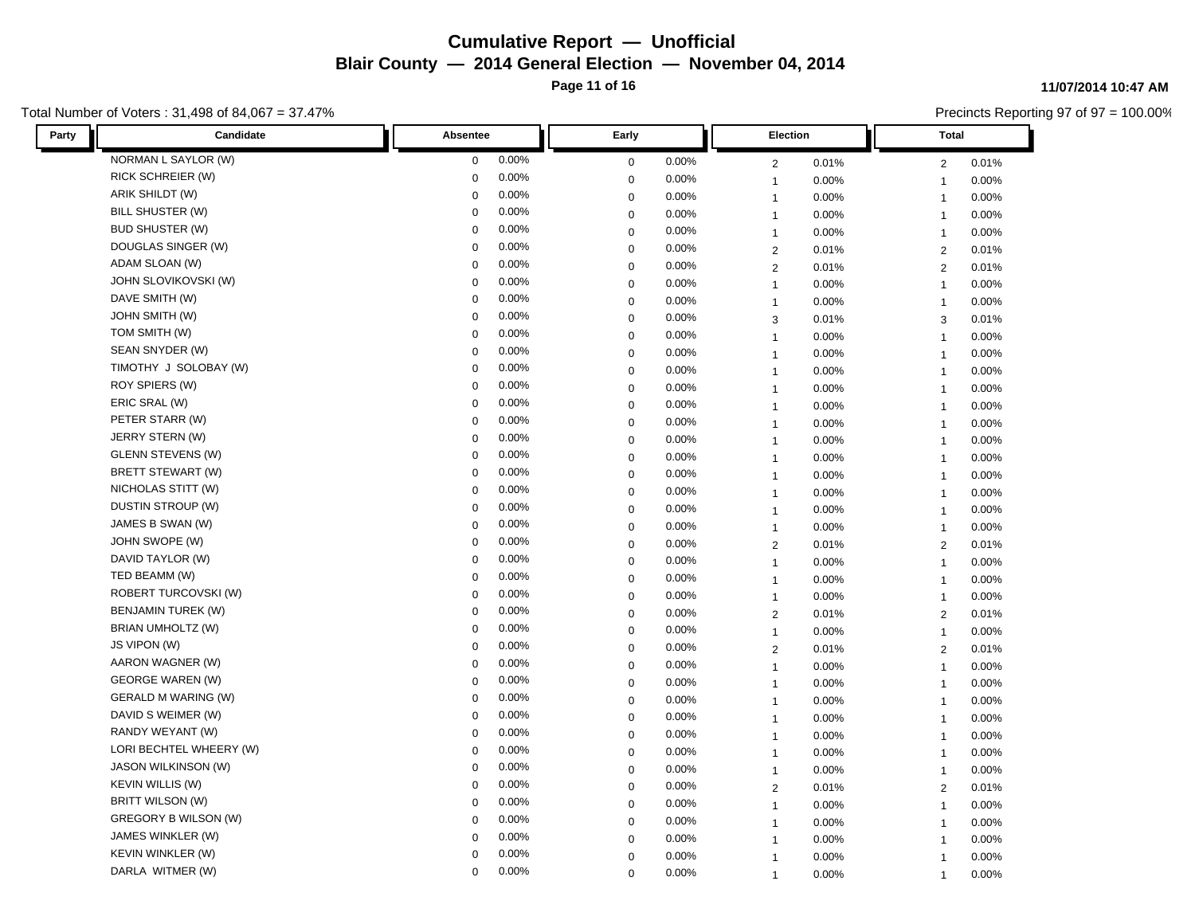# Cumulative Report — Unofficial

## Blair County — 2014 General Election — November 04, 2014

11/07/2014 10:47 AM

Total Number of Voters : 31,498 of 84,067 = 37.47%

Precincts Reporting 97 of 97 = 100.00%

| Party | Candidate | Absentee | | Early | | Election | | Total | |
|---|---|---|---|---|---|---|---|---|---|
| | NORMAN L SAYLOR (W) | 0 | 0.00% | 0 | 0.00% | 2 | 0.01% | 2 | 0.01% |
| | RICK SCHREIER (W) | 0 | 0.00% | 0 | 0.00% | 1 | 0.00% | 1 | 0.00% |
| | ARIK SHILDT (W) | 0 | 0.00% | 0 | 0.00% | 1 | 0.00% | 1 | 0.00% |
| | BILL SHUSTER (W) | 0 | 0.00% | 0 | 0.00% | 1 | 0.00% | 1 | 0.00% |
| | BUD SHUSTER (W) | 0 | 0.00% | 0 | 0.00% | 1 | 0.00% | 1 | 0.00% |
| | DOUGLAS SINGER (W) | 0 | 0.00% | 0 | 0.00% | 2 | 0.01% | 2 | 0.01% |
| | ADAM SLOAN (W) | 0 | 0.00% | 0 | 0.00% | 2 | 0.01% | 2 | 0.01% |
| | JOHN SLOVIKOVSKI (W) | 0 | 0.00% | 0 | 0.00% | 1 | 0.00% | 1 | 0.00% |
| | DAVE SMITH (W) | 0 | 0.00% | 0 | 0.00% | 1 | 0.00% | 1 | 0.00% |
| | JOHN SMITH (W) | 0 | 0.00% | 0 | 0.00% | 3 | 0.01% | 3 | 0.01% |
| | TOM SMITH (W) | 0 | 0.00% | 0 | 0.00% | 1 | 0.00% | 1 | 0.00% |
| | SEAN SNYDER (W) | 0 | 0.00% | 0 | 0.00% | 1 | 0.00% | 1 | 0.00% |
| | TIMOTHY J SOLOBAY (W) | 0 | 0.00% | 0 | 0.00% | 1 | 0.00% | 1 | 0.00% |
| | ROY SPIERS (W) | 0 | 0.00% | 0 | 0.00% | 1 | 0.00% | 1 | 0.00% |
| | ERIC SRAL (W) | 0 | 0.00% | 0 | 0.00% | 1 | 0.00% | 1 | 0.00% |
| | PETER STARR (W) | 0 | 0.00% | 0 | 0.00% | 1 | 0.00% | 1 | 0.00% |
| | JERRY STERN (W) | 0 | 0.00% | 0 | 0.00% | 1 | 0.00% | 1 | 0.00% |
| | GLENN STEVENS (W) | 0 | 0.00% | 0 | 0.00% | 1 | 0.00% | 1 | 0.00% |
| | BRETT STEWART (W) | 0 | 0.00% | 0 | 0.00% | 1 | 0.00% | 1 | 0.00% |
| | NICHOLAS STITT (W) | 0 | 0.00% | 0 | 0.00% | 1 | 0.00% | 1 | 0.00% |
| | DUSTIN STROUP (W) | 0 | 0.00% | 0 | 0.00% | 1 | 0.00% | 1 | 0.00% |
| | JAMES B SWAN (W) | 0 | 0.00% | 0 | 0.00% | 1 | 0.00% | 1 | 0.00% |
| | JOHN SWOPE (W) | 0 | 0.00% | 0 | 0.00% | 2 | 0.01% | 2 | 0.01% |
| | DAVID TAYLOR (W) | 0 | 0.00% | 0 | 0.00% | 1 | 0.00% | 1 | 0.00% |
| | TED BEAMM (W) | 0 | 0.00% | 0 | 0.00% | 1 | 0.00% | 1 | 0.00% |
| | ROBERT TURCOVSKI (W) | 0 | 0.00% | 0 | 0.00% | 1 | 0.00% | 1 | 0.00% |
| | BENJAMIN TUREK (W) | 0 | 0.00% | 0 | 0.00% | 2 | 0.01% | 2 | 0.01% |
| | BRIAN UMHOLTZ (W) | 0 | 0.00% | 0 | 0.00% | 1 | 0.00% | 1 | 0.00% |
| | JS VIPON (W) | 0 | 0.00% | 0 | 0.00% | 2 | 0.01% | 2 | 0.01% |
| | AARON WAGNER (W) | 0 | 0.00% | 0 | 0.00% | 1 | 0.00% | 1 | 0.00% |
| | GEORGE WAREN (W) | 0 | 0.00% | 0 | 0.00% | 1 | 0.00% | 1 | 0.00% |
| | GERALD M WARING (W) | 0 | 0.00% | 0 | 0.00% | 1 | 0.00% | 1 | 0.00% |
| | DAVID S WEIMER (W) | 0 | 0.00% | 0 | 0.00% | 1 | 0.00% | 1 | 0.00% |
| | RANDY WEYANT (W) | 0 | 0.00% | 0 | 0.00% | 1 | 0.00% | 1 | 0.00% |
| | LORI BECHTEL WHEERY (W) | 0 | 0.00% | 0 | 0.00% | 1 | 0.00% | 1 | 0.00% |
| | JASON WILKINSON (W) | 0 | 0.00% | 0 | 0.00% | 1 | 0.00% | 1 | 0.00% |
| | KEVIN WILLIS (W) | 0 | 0.00% | 0 | 0.00% | 2 | 0.01% | 2 | 0.01% |
| | BRITT WILSON (W) | 0 | 0.00% | 0 | 0.00% | 1 | 0.00% | 1 | 0.00% |
| | GREGORY B WILSON (W) | 0 | 0.00% | 0 | 0.00% | 1 | 0.00% | 1 | 0.00% |
| | JAMES WINKLER (W) | 0 | 0.00% | 0 | 0.00% | 1 | 0.00% | 1 | 0.00% |
| | KEVIN WINKLER (W) | 0 | 0.00% | 0 | 0.00% | 1 | 0.00% | 1 | 0.00% |
| | DARLA WITMER (W) | 0 | 0.00% | 0 | 0.00% | 1 | 0.00% | 1 | 0.00% |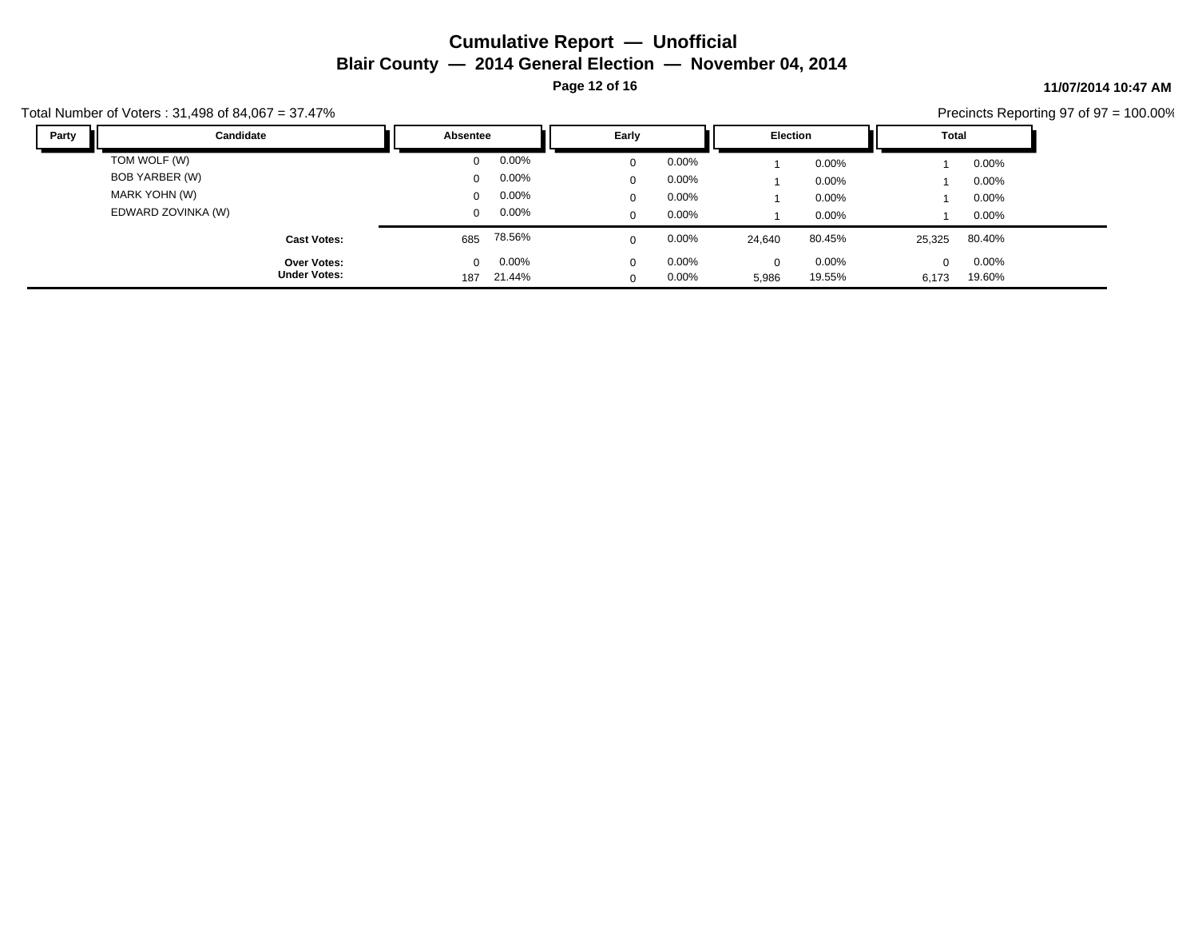# Cumulative Report — Unofficial

## Blair County — 2014 General Election — November 04, 2014

11/07/2014 10:47 AM

Total Number of Voters : 31,498 of 84,067 = 37.47%

Precincts Reporting 97 of 97 = 100.00%

| Party | Candidate | Absentee | | Early | | Election | | Total | |
|---|---|---|---|---|---|---|---|---|---|
| | TOM WOLF (W) | 0 | 0.00% | 0 | 0.00% | 1 | 0.00% | 1 | 0.00% |
| | BOB YARBER (W) | 0 | 0.00% | 0 | 0.00% | 1 | 0.00% | 1 | 0.00% |
| | MARK YOHN (W) | 0 | 0.00% | 0 | 0.00% | 1 | 0.00% | 1 | 0.00% |
| | EDWARD ZOVINKA (W) | 0 | 0.00% | 0 | 0.00% | 1 | 0.00% | 1 | 0.00% |
| | **Cast Votes:** | 685 | 78.56% | 0 | 0.00% | 24,640 | 80.45% | 25,325 | 80.40% |
| | **Over Votes:** | 0 | 0.00% | 0 | 0.00% | 0 | 0.00% | 0 | 0.00% |
| | **Under Votes:** | 187 | 21.44% | 0 | 0.00% | 5,986 | 19.55% | 6,173 | 19.60% |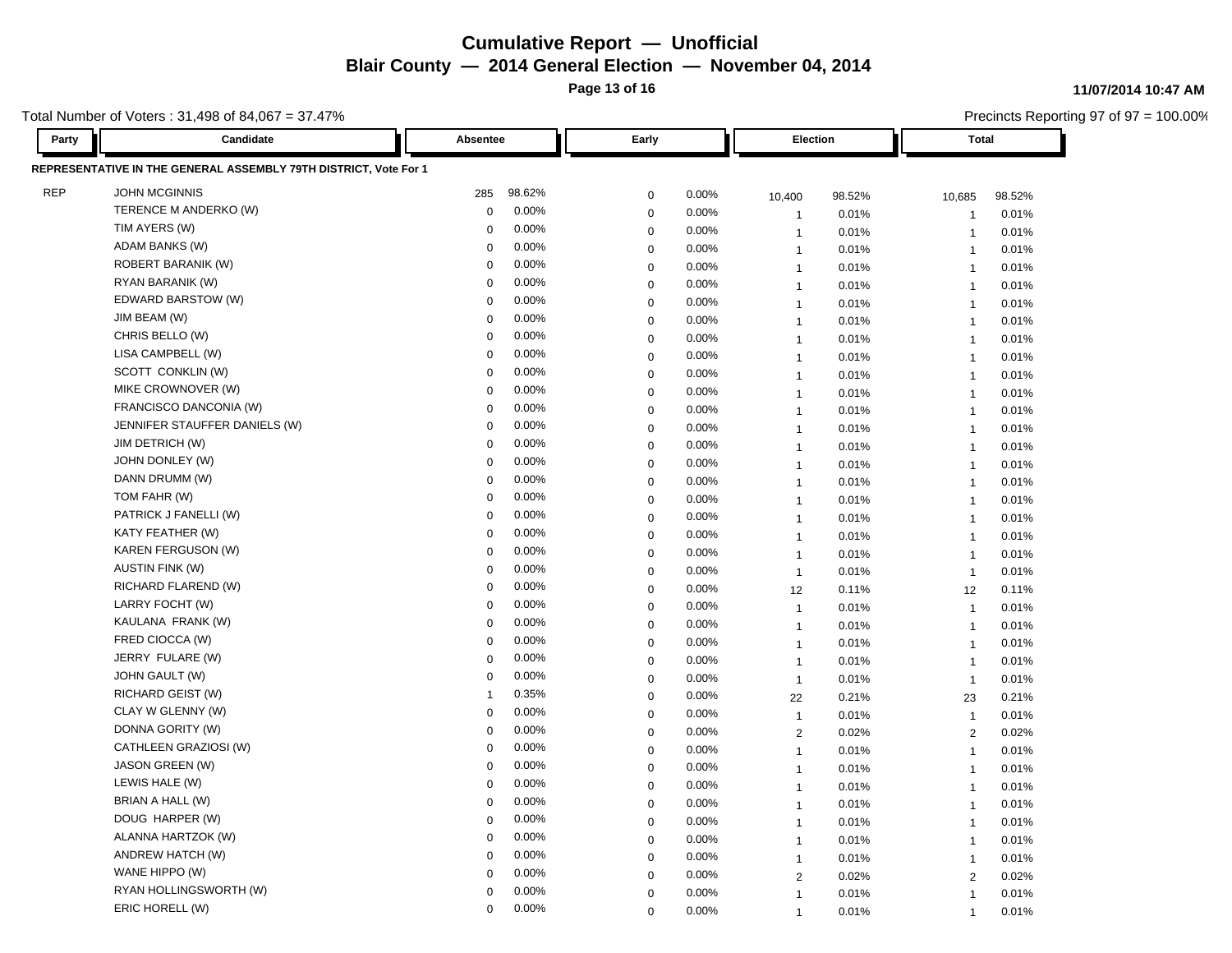# Cumulative Report — Unofficial

## Blair County — 2014 General Election — November 04, 2014

11/07/2014 10:47 AM

Total Number of Voters : 31,498 of 84,067 = 37.47%

Precincts Reporting 97 of 97 = 100.00%

**REPRESENTATIVE IN THE GENERAL ASSEMBLY 79TH DISTRICT, Vote For 1**

| Party | Candidate | Absentee | | Early | | Election | | Total | |
|---|---|---|---|---|---|---|---|---|---|
| REP | JOHN MCGINNIS | 285 | 98.62% | 0 | 0.00% | 10,400 | 98.52% | 10,685 | 98.52% |
| | TERENCE M ANDERKO (W) | 0 | 0.00% | 0 | 0.00% | 1 | 0.01% | 1 | 0.01% |
| | TIM AYERS (W) | 0 | 0.00% | 0 | 0.00% | 1 | 0.01% | 1 | 0.01% |
| | ADAM BANKS (W) | 0 | 0.00% | 0 | 0.00% | 1 | 0.01% | 1 | 0.01% |
| | ROBERT BARANIK (W) | 0 | 0.00% | 0 | 0.00% | 1 | 0.01% | 1 | 0.01% |
| | RYAN BARANIK (W) | 0 | 0.00% | 0 | 0.00% | 1 | 0.01% | 1 | 0.01% |
| | EDWARD BARSTOW (W) | 0 | 0.00% | 0 | 0.00% | 1 | 0.01% | 1 | 0.01% |
| | JIM BEAM (W) | 0 | 0.00% | 0 | 0.00% | 1 | 0.01% | 1 | 0.01% |
| | CHRIS BELLO (W) | 0 | 0.00% | 0 | 0.00% | 1 | 0.01% | 1 | 0.01% |
| | LISA CAMPBELL (W) | 0 | 0.00% | 0 | 0.00% | 1 | 0.01% | 1 | 0.01% |
| | SCOTT CONKLIN (W) | 0 | 0.00% | 0 | 0.00% | 1 | 0.01% | 1 | 0.01% |
| | MIKE CROWNOVER (W) | 0 | 0.00% | 0 | 0.00% | 1 | 0.01% | 1 | 0.01% |
| | FRANCISCO DANCONIA (W) | 0 | 0.00% | 0 | 0.00% | 1 | 0.01% | 1 | 0.01% |
| | JENNIFER STAUFFER DANIELS (W) | 0 | 0.00% | 0 | 0.00% | 1 | 0.01% | 1 | 0.01% |
| | JIM DETRICH (W) | 0 | 0.00% | 0 | 0.00% | 1 | 0.01% | 1 | 0.01% |
| | JOHN DONLEY (W) | 0 | 0.00% | 0 | 0.00% | 1 | 0.01% | 1 | 0.01% |
| | DANN DRUMM (W) | 0 | 0.00% | 0 | 0.00% | 1 | 0.01% | 1 | 0.01% |
| | TOM FAHR (W) | 0 | 0.00% | 0 | 0.00% | 1 | 0.01% | 1 | 0.01% |
| | PATRICK J FANELLI (W) | 0 | 0.00% | 0 | 0.00% | 1 | 0.01% | 1 | 0.01% |
| | KATY FEATHER (W) | 0 | 0.00% | 0 | 0.00% | 1 | 0.01% | 1 | 0.01% |
| | KAREN FERGUSON (W) | 0 | 0.00% | 0 | 0.00% | 1 | 0.01% | 1 | 0.01% |
| | AUSTIN FINK (W) | 0 | 0.00% | 0 | 0.00% | 1 | 0.01% | 1 | 0.01% |
| | RICHARD FLAREND (W) | 0 | 0.00% | 0 | 0.00% | 12 | 0.11% | 12 | 0.11% |
| | LARRY FOCHT (W) | 0 | 0.00% | 0 | 0.00% | 1 | 0.01% | 1 | 0.01% |
| | KAULANA FRANK (W) | 0 | 0.00% | 0 | 0.00% | 1 | 0.01% | 1 | 0.01% |
| | FRED CIOCCA (W) | 0 | 0.00% | 0 | 0.00% | 1 | 0.01% | 1 | 0.01% |
| | JERRY FULARE (W) | 0 | 0.00% | 0 | 0.00% | 1 | 0.01% | 1 | 0.01% |
| | JOHN GAULT (W) | 0 | 0.00% | 0 | 0.00% | 1 | 0.01% | 1 | 0.01% |
| | RICHARD GEIST (W) | 1 | 0.35% | 0 | 0.00% | 22 | 0.21% | 23 | 0.21% |
| | CLAY W GLENNY (W) | 0 | 0.00% | 0 | 0.00% | 1 | 0.01% | 1 | 0.01% |
| | DONNA GORITY (W) | 0 | 0.00% | 0 | 0.00% | 2 | 0.02% | 2 | 0.02% |
| | CATHLEEN GRAZIOSI (W) | 0 | 0.00% | 0 | 0.00% | 1 | 0.01% | 1 | 0.01% |
| | JASON GREEN (W) | 0 | 0.00% | 0 | 0.00% | 1 | 0.01% | 1 | 0.01% |
| | LEWIS HALE (W) | 0 | 0.00% | 0 | 0.00% | 1 | 0.01% | 1 | 0.01% |
| | BRIAN A HALL (W) | 0 | 0.00% | 0 | 0.00% | 1 | 0.01% | 1 | 0.01% |
| | DOUG HARPER (W) | 0 | 0.00% | 0 | 0.00% | 1 | 0.01% | 1 | 0.01% |
| | ALANNA HARTZOK (W) | 0 | 0.00% | 0 | 0.00% | 1 | 0.01% | 1 | 0.01% |
| | ANDREW HATCH (W) | 0 | 0.00% | 0 | 0.00% | 1 | 0.01% | 1 | 0.01% |
| | WANE HIPPO (W) | 0 | 0.00% | 0 | 0.00% | 2 | 0.02% | 2 | 0.02% |
| | RYAN HOLLINGSWORTH (W) | 0 | 0.00% | 0 | 0.00% | 1 | 0.01% | 1 | 0.01% |
| | ERIC HORELL (W) | 0 | 0.00% | 0 | 0.00% | 1 | 0.01% | 1 | 0.01% |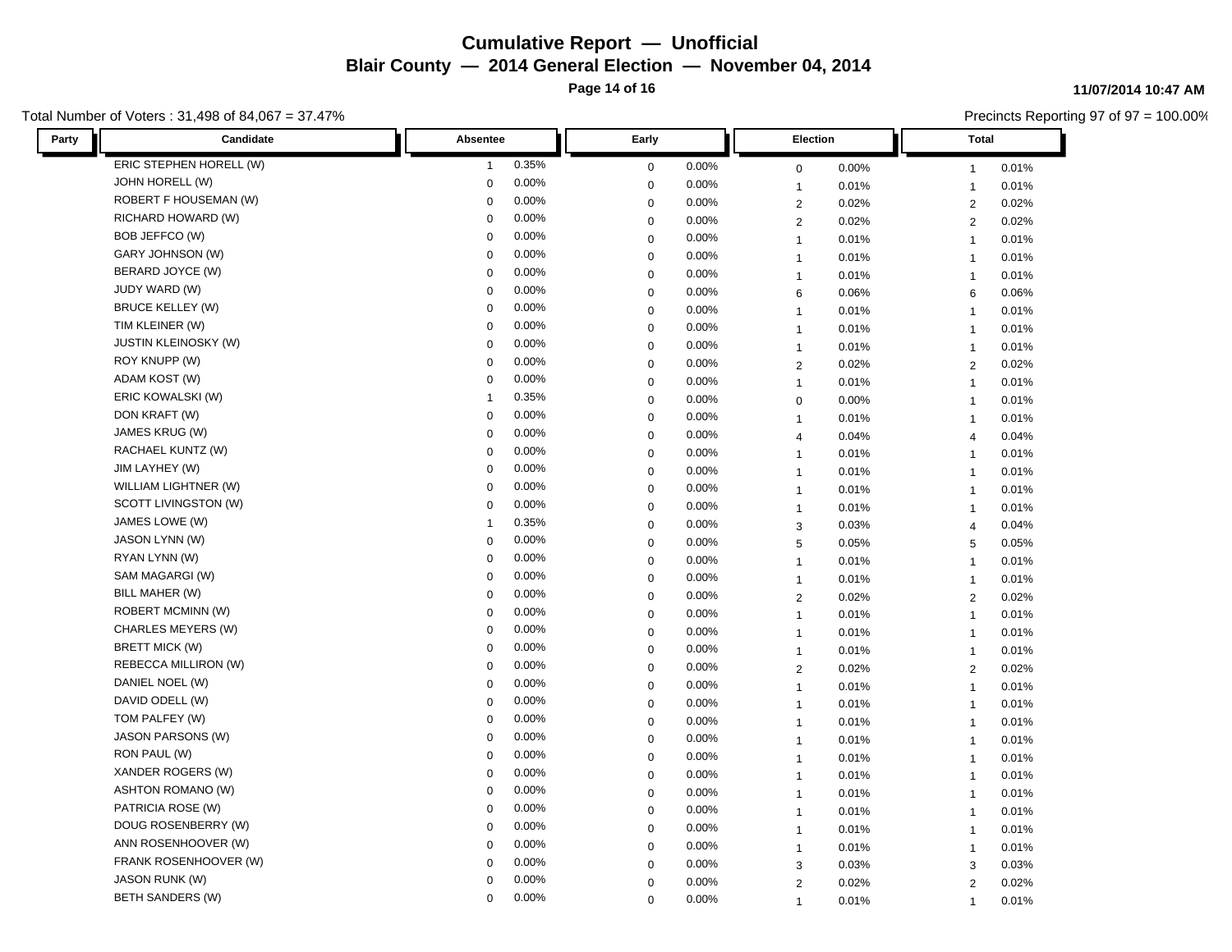# Cumulative Report — Unofficial

## Blair County — 2014 General Election — November 04, 2014

11/07/2014 10:47 AM

Total Number of Voters : 31,498 of 84,067 = 37.47%

Precincts Reporting 97 of 97 = 100.00%

| Party | Candidate | Absentee | | Early | | Election | | Total | |
|---|---|---|---|---|---|---|---|---|---|
| | ERIC STEPHEN HORELL (W) | 1 | 0.35% | 0 | 0.00% | 0 | 0.00% | 1 | 0.01% |
| | JOHN HORELL (W) | 0 | 0.00% | 0 | 0.00% | 1 | 0.01% | 1 | 0.01% |
| | ROBERT F HOUSEMAN (W) | 0 | 0.00% | 0 | 0.00% | 2 | 0.02% | 2 | 0.02% |
| | RICHARD HOWARD (W) | 0 | 0.00% | 0 | 0.00% | 2 | 0.02% | 2 | 0.02% |
| | BOB JEFFCO (W) | 0 | 0.00% | 0 | 0.00% | 1 | 0.01% | 1 | 0.01% |
| | GARY JOHNSON (W) | 0 | 0.00% | 0 | 0.00% | 1 | 0.01% | 1 | 0.01% |
| | BERARD JOYCE (W) | 0 | 0.00% | 0 | 0.00% | 1 | 0.01% | 1 | 0.01% |
| | JUDY WARD (W) | 0 | 0.00% | 0 | 0.00% | 6 | 0.06% | 6 | 0.06% |
| | BRUCE KELLEY (W) | 0 | 0.00% | 0 | 0.00% | 1 | 0.01% | 1 | 0.01% |
| | TIM KLEINER (W) | 0 | 0.00% | 0 | 0.00% | 1 | 0.01% | 1 | 0.01% |
| | JUSTIN KLEINOSKY (W) | 0 | 0.00% | 0 | 0.00% | 1 | 0.01% | 1 | 0.01% |
| | ROY KNUPP (W) | 0 | 0.00% | 0 | 0.00% | 2 | 0.02% | 2 | 0.02% |
| | ADAM KOST (W) | 0 | 0.00% | 0 | 0.00% | 1 | 0.01% | 1 | 0.01% |
| | ERIC KOWALSKI (W) | 1 | 0.35% | 0 | 0.00% | 0 | 0.00% | 1 | 0.01% |
| | DON KRAFT (W) | 0 | 0.00% | 0 | 0.00% | 1 | 0.01% | 1 | 0.01% |
| | JAMES KRUG (W) | 0 | 0.00% | 0 | 0.00% | 4 | 0.04% | 4 | 0.04% |
| | RACHAEL KUNTZ (W) | 0 | 0.00% | 0 | 0.00% | 1 | 0.01% | 1 | 0.01% |
| | JIM LAYHEY (W) | 0 | 0.00% | 0 | 0.00% | 1 | 0.01% | 1 | 0.01% |
| | WILLIAM LIGHTNER (W) | 0 | 0.00% | 0 | 0.00% | 1 | 0.01% | 1 | 0.01% |
| | SCOTT LIVINGSTON (W) | 0 | 0.00% | 0 | 0.00% | 1 | 0.01% | 1 | 0.01% |
| | JAMES LOWE (W) | 1 | 0.35% | 0 | 0.00% | 3 | 0.03% | 4 | 0.04% |
| | JASON LYNN (W) | 0 | 0.00% | 0 | 0.00% | 5 | 0.05% | 5 | 0.05% |
| | RYAN LYNN (W) | 0 | 0.00% | 0 | 0.00% | 1 | 0.01% | 1 | 0.01% |
| | SAM MAGARGI (W) | 0 | 0.00% | 0 | 0.00% | 1 | 0.01% | 1 | 0.01% |
| | BILL MAHER (W) | 0 | 0.00% | 0 | 0.00% | 2 | 0.02% | 2 | 0.02% |
| | ROBERT MCMINN (W) | 0 | 0.00% | 0 | 0.00% | 1 | 0.01% | 1 | 0.01% |
| | CHARLES MEYERS (W) | 0 | 0.00% | 0 | 0.00% | 1 | 0.01% | 1 | 0.01% |
| | BRETT MICK (W) | 0 | 0.00% | 0 | 0.00% | 1 | 0.01% | 1 | 0.01% |
| | REBECCA MILLIRON (W) | 0 | 0.00% | 0 | 0.00% | 2 | 0.02% | 2 | 0.02% |
| | DANIEL NOEL (W) | 0 | 0.00% | 0 | 0.00% | 1 | 0.01% | 1 | 0.01% |
| | DAVID ODELL (W) | 0 | 0.00% | 0 | 0.00% | 1 | 0.01% | 1 | 0.01% |
| | TOM PALFEY (W) | 0 | 0.00% | 0 | 0.00% | 1 | 0.01% | 1 | 0.01% |
| | JASON PARSONS (W) | 0 | 0.00% | 0 | 0.00% | 1 | 0.01% | 1 | 0.01% |
| | RON PAUL (W) | 0 | 0.00% | 0 | 0.00% | 1 | 0.01% | 1 | 0.01% |
| | XANDER ROGERS (W) | 0 | 0.00% | 0 | 0.00% | 1 | 0.01% | 1 | 0.01% |
| | ASHTON ROMANO (W) | 0 | 0.00% | 0 | 0.00% | 1 | 0.01% | 1 | 0.01% |
| | PATRICIA ROSE (W) | 0 | 0.00% | 0 | 0.00% | 1 | 0.01% | 1 | 0.01% |
| | DOUG ROSENBERRY (W) | 0 | 0.00% | 0 | 0.00% | 1 | 0.01% | 1 | 0.01% |
| | ANN ROSENHOOVER (W) | 0 | 0.00% | 0 | 0.00% | 1 | 0.01% | 1 | 0.01% |
| | FRANK ROSENHOOVER (W) | 0 | 0.00% | 0 | 0.00% | 3 | 0.03% | 3 | 0.03% |
| | JASON RUNK (W) | 0 | 0.00% | 0 | 0.00% | 2 | 0.02% | 2 | 0.02% |
| | BETH SANDERS (W) | 0 | 0.00% | 0 | 0.00% | 1 | 0.01% | 1 | 0.01% |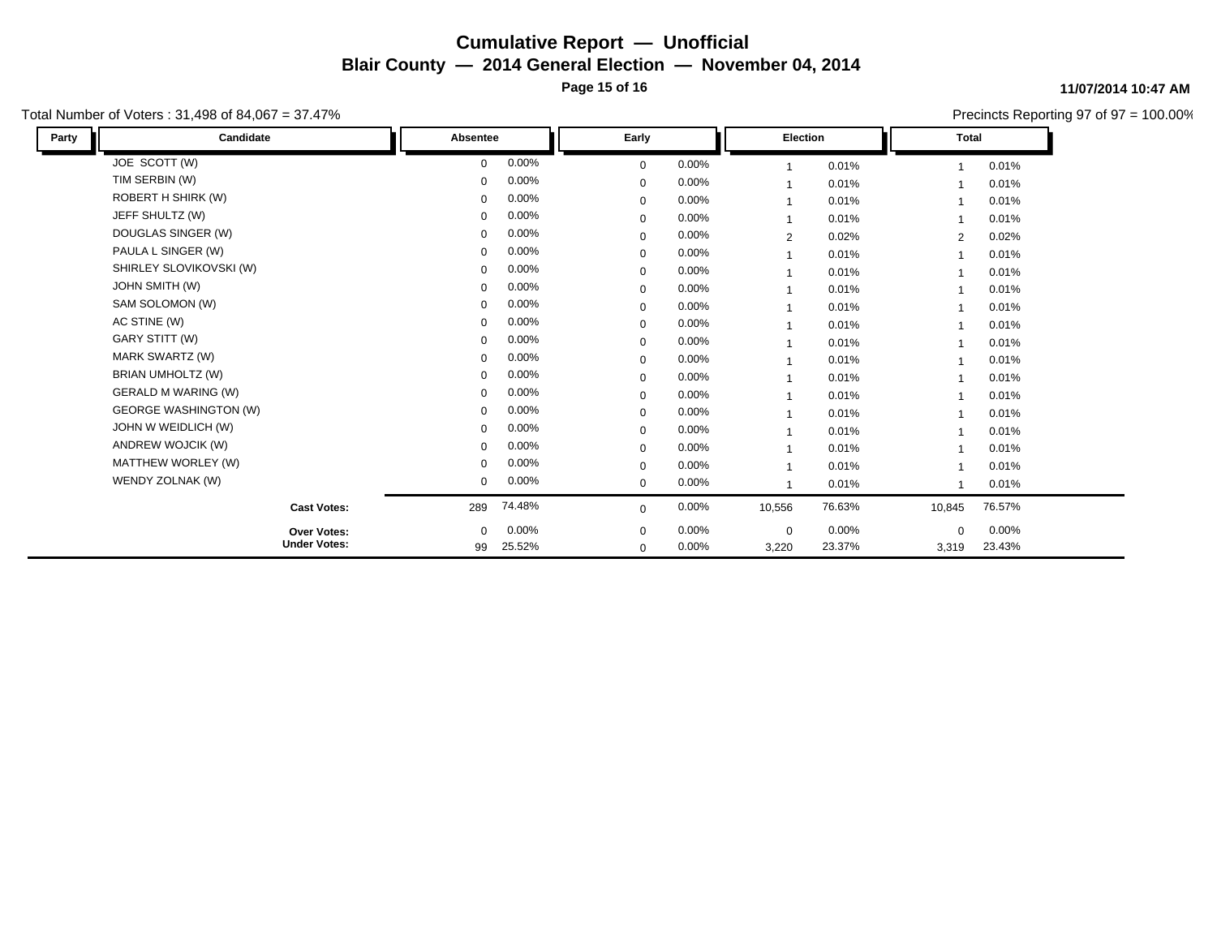# Cumulative Report — Unofficial

## Blair County — 2014 General Election — November 04, 2014

**11/07/2014 10:47 AM**

Total Number of Voters : 31,498 of 84,067 = 37.47%

Precincts Reporting 97 of 97 = 100.00%

| Party | Candidate | Absentee | | Early | | Election | | Total | |
|---|---|---|---|---|---|---|---|---|---|
| | JOE SCOTT (W) | 0 | 0.00% | 0 | 0.00% | 1 | 0.01% | 1 | 0.01% |
| | TIM SERBIN (W) | 0 | 0.00% | 0 | 0.00% | 1 | 0.01% | 1 | 0.01% |
| | ROBERT H SHIRK (W) | 0 | 0.00% | 0 | 0.00% | 1 | 0.01% | 1 | 0.01% |
| | JEFF SHULTZ (W) | 0 | 0.00% | 0 | 0.00% | 1 | 0.01% | 1 | 0.01% |
| | DOUGLAS SINGER (W) | 0 | 0.00% | 0 | 0.00% | 2 | 0.02% | 2 | 0.02% |
| | PAULA L SINGER (W) | 0 | 0.00% | 0 | 0.00% | 1 | 0.01% | 1 | 0.01% |
| | SHIRLEY SLOVIKOVSKI (W) | 0 | 0.00% | 0 | 0.00% | 1 | 0.01% | 1 | 0.01% |
| | JOHN SMITH (W) | 0 | 0.00% | 0 | 0.00% | 1 | 0.01% | 1 | 0.01% |
| | SAM SOLOMON (W) | 0 | 0.00% | 0 | 0.00% | 1 | 0.01% | 1 | 0.01% |
| | AC STINE (W) | 0 | 0.00% | 0 | 0.00% | 1 | 0.01% | 1 | 0.01% |
| | GARY STITT (W) | 0 | 0.00% | 0 | 0.00% | 1 | 0.01% | 1 | 0.01% |
| | MARK SWARTZ (W) | 0 | 0.00% | 0 | 0.00% | 1 | 0.01% | 1 | 0.01% |
| | BRIAN UMHOLTZ (W) | 0 | 0.00% | 0 | 0.00% | 1 | 0.01% | 1 | 0.01% |
| | GERALD M WARING (W) | 0 | 0.00% | 0 | 0.00% | 1 | 0.01% | 1 | 0.01% |
| | GEORGE WASHINGTON (W) | 0 | 0.00% | 0 | 0.00% | 1 | 0.01% | 1 | 0.01% |
| | JOHN W WEIDLICH (W) | 0 | 0.00% | 0 | 0.00% | 1 | 0.01% | 1 | 0.01% |
| | ANDREW WOJCIK (W) | 0 | 0.00% | 0 | 0.00% | 1 | 0.01% | 1 | 0.01% |
| | MATTHEW WORLEY (W) | 0 | 0.00% | 0 | 0.00% | 1 | 0.01% | 1 | 0.01% |
| | WENDY ZOLNAK (W) | 0 | 0.00% | 0 | 0.00% | 1 | 0.01% | 1 | 0.01% |
| | **Cast Votes:** | 289 | 74.48% | 0 | 0.00% | 10,556 | 76.63% | 10,845 | 76.57% |
| | **Over Votes:** | 0 | 0.00% | 0 | 0.00% | 0 | 0.00% | 0 | 0.00% |
| | **Under Votes:** | 99 | 25.52% | 0 | 0.00% | 3,220 | 23.37% | 3,319 | 23.43% |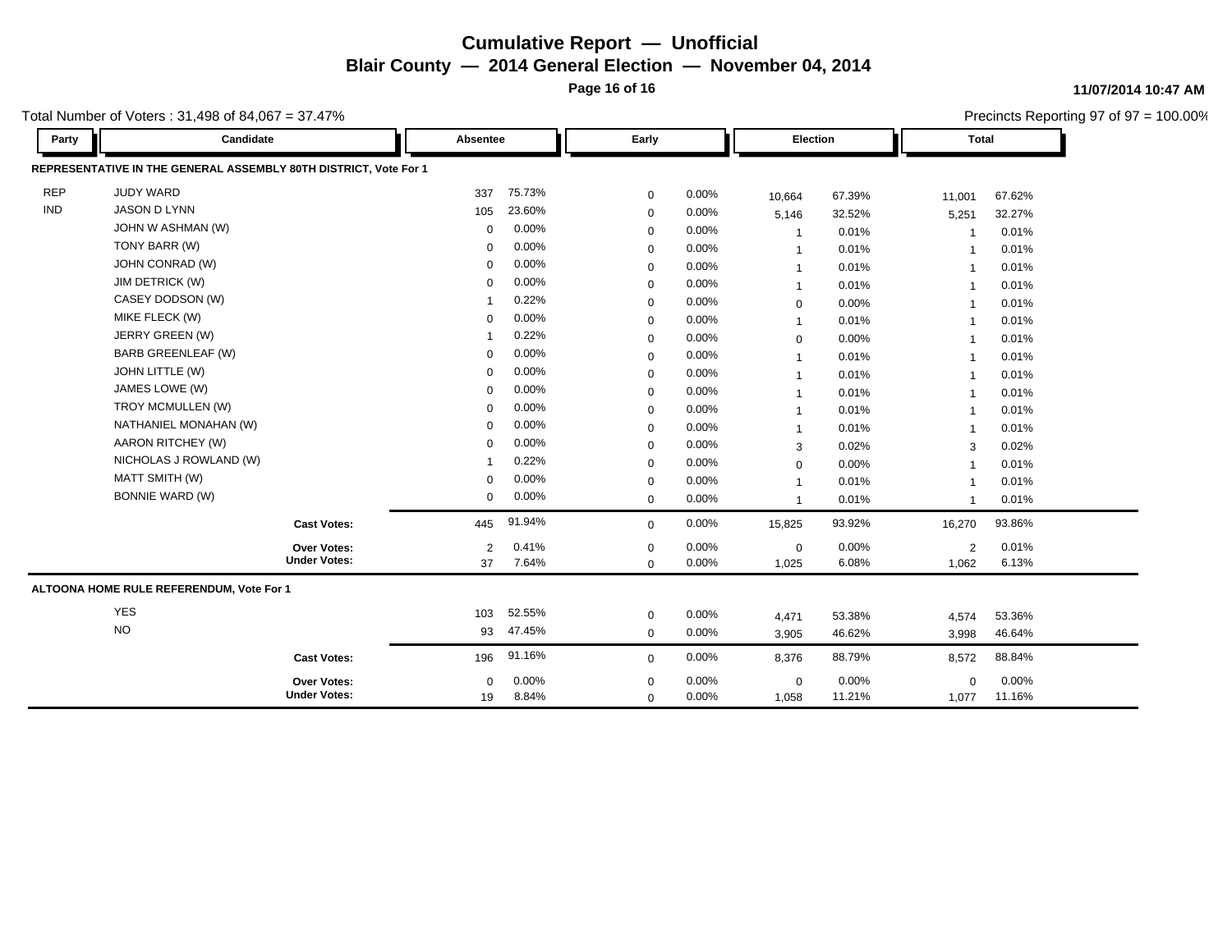# Cumulative Report — Unofficial

## Blair County — 2014 General Election — November 04, 2014

11/07/2014 10:47 AM

Total Number of Voters : 31,498 of 84,067 = 37.47%

Precincts Reporting 97 of 97 = 100.00%

| Party | Candidate | Absentee | | Early | | Election | | Total | |
|---|---|---|---|---|---|---|---|---|---|
| **REPRESENTATIVE IN THE GENERAL ASSEMBLY 80TH DISTRICT, Vote For 1** | | | | | | | | | |
| REP | JUDY WARD | 337 | 75.73% | 0 | 0.00% | 10,664 | 67.39% | 11,001 | 67.62% |
| IND | JASON D LYNN | 105 | 23.60% | 0 | 0.00% | 5,146 | 32.52% | 5,251 | 32.27% |
| | JOHN W ASHMAN (W) | 0 | 0.00% | 0 | 0.00% | 1 | 0.01% | 1 | 0.01% |
| | TONY BARR (W) | 0 | 0.00% | 0 | 0.00% | 1 | 0.01% | 1 | 0.01% |
| | JOHN CONRAD (W) | 0 | 0.00% | 0 | 0.00% | 1 | 0.01% | 1 | 0.01% |
| | JIM DETRICK (W) | 0 | 0.00% | 0 | 0.00% | 1 | 0.01% | 1 | 0.01% |
| | CASEY DODSON (W) | 1 | 0.22% | 0 | 0.00% | 0 | 0.00% | 1 | 0.01% |
| | MIKE FLECK (W) | 0 | 0.00% | 0 | 0.00% | 1 | 0.01% | 1 | 0.01% |
| | JERRY GREEN (W) | 1 | 0.22% | 0 | 0.00% | 0 | 0.00% | 1 | 0.01% |
| | BARB GREENLEAF (W) | 0 | 0.00% | 0 | 0.00% | 1 | 0.01% | 1 | 0.01% |
| | JOHN LITTLE (W) | 0 | 0.00% | 0 | 0.00% | 1 | 0.01% | 1 | 0.01% |
| | JAMES LOWE (W) | 0 | 0.00% | 0 | 0.00% | 1 | 0.01% | 1 | 0.01% |
| | TROY MCMULLEN (W) | 0 | 0.00% | 0 | 0.00% | 1 | 0.01% | 1 | 0.01% |
| | NATHANIEL MONAHAN (W) | 0 | 0.00% | 0 | 0.00% | 1 | 0.01% | 1 | 0.01% |
| | AARON RITCHEY (W) | 0 | 0.00% | 0 | 0.00% | 3 | 0.02% | 3 | 0.02% |
| | NICHOLAS J ROWLAND (W) | 1 | 0.22% | 0 | 0.00% | 0 | 0.00% | 1 | 0.01% |
| | MATT SMITH (W) | 0 | 0.00% | 0 | 0.00% | 1 | 0.01% | 1 | 0.01% |
| | BONNIE WARD (W) | 0 | 0.00% | 0 | 0.00% | 1 | 0.01% | 1 | 0.01% |
| | **Cast Votes:** | 445 | 91.94% | 0 | 0.00% | 15,825 | 93.92% | 16,270 | 93.86% |
| | **Over Votes:** | 2 | 0.41% | 0 | 0.00% | 0 | 0.00% | 2 | 0.01% |
| | **Under Votes:** | 37 | 7.64% | 0 | 0.00% | 1,025 | 6.08% | 1,062 | 6.13% |
| **ALTOONA HOME RULE REFERENDUM, Vote For 1** | | | | | | | | | |
| | YES | 103 | 52.55% | 0 | 0.00% | 4,471 | 53.38% | 4,574 | 53.36% |
| | NO | 93 | 47.45% | 0 | 0.00% | 3,905 | 46.62% | 3,998 | 46.64% |
| | **Cast Votes:** | 196 | 91.16% | 0 | 0.00% | 8,376 | 88.79% | 8,572 | 88.84% |
| | **Over Votes:** | 0 | 0.00% | 0 | 0.00% | 0 | 0.00% | 0 | 0.00% |
| | **Under Votes:** | 19 | 8.84% | 0 | 0.00% | 1,058 | 11.21% | 1,077 | 11.16% |